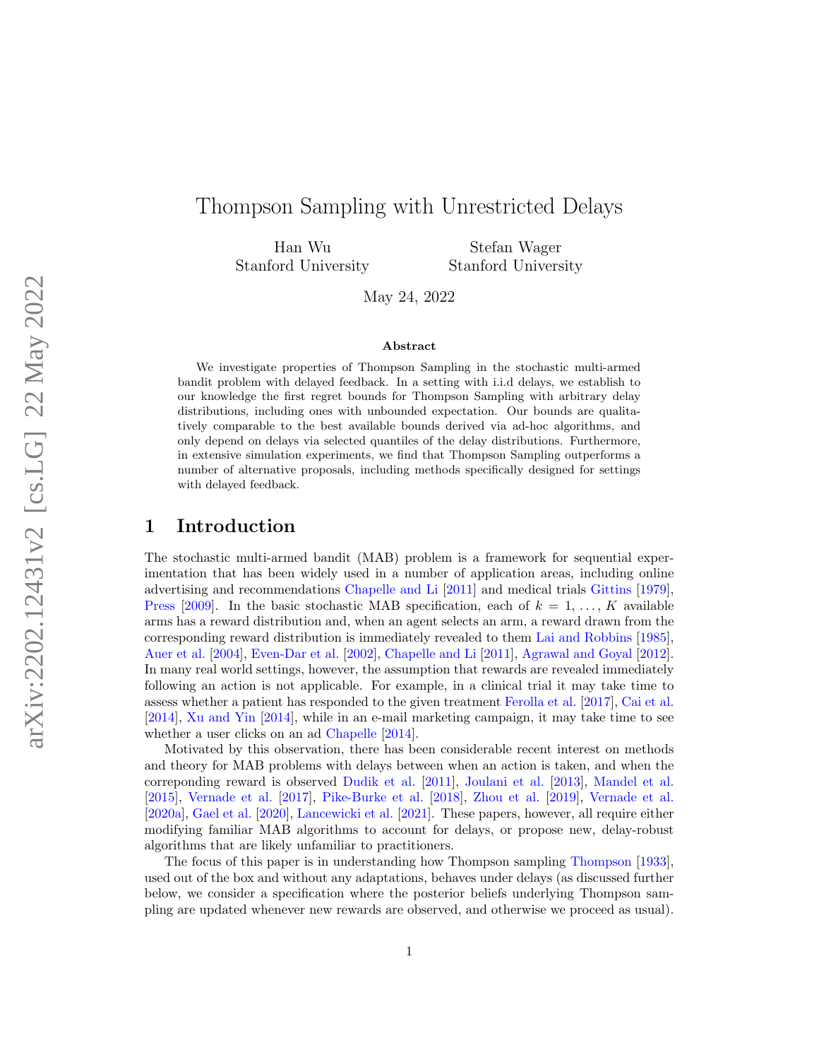# Thompson Sampling with Unrestricted Delays

Han Wu
Stanford University

Stefan Wager
Stanford University

May 24, 2022

## Abstract

We investigate properties of Thompson Sampling in the stochastic multi-armed bandit problem with delayed feedback. In a setting with i.i.d delays, we establish to our knowledge the first regret bounds for Thompson Sampling with arbitrary delay distributions, including ones with unbounded expectation. Our bounds are qualitatively comparable to the best available bounds derived via ad-hoc algorithms, and only depend on delays via selected quantiles of the delay distributions. Furthermore, in extensive simulation experiments, we find that Thompson Sampling outperforms a number of alternative proposals, including methods specifically designed for settings with delayed feedback.

## 1 Introduction

The stochastic multi-armed bandit (MAB) problem is a framework for sequential experimentation that has been widely used in a number of application areas, including online advertising and recommendations Chapelle and Li [2011] and medical trials Gittins [1979], Press [2009]. In the basic stochastic MAB specification, each of $k = 1, \ldots, K$ available arms has a reward distribution and, when an agent selects an arm, a reward drawn from the corresponding reward distribution is immediately revealed to them Lai and Robbins [1985], Auer et al. [2004], Even-Dar et al. [2002], Chapelle and Li [2011], Agrawal and Goyal [2012]. In many real world settings, however, the assumption that rewards are revealed immediately following an action is not applicable. For example, in a clinical trial it may take time to assess whether a patient has responded to the given treatment Ferolla et al. [2017], Cai et al. [2014], Xu and Yin [2014], while in an e-mail marketing campaign, it may take time to see whether a user clicks on an ad Chapelle [2014].

Motivated by this observation, there has been considerable recent interest on methods and theory for MAB problems with delays between when an action is taken, and when the correponding reward is observed Dudik et al. [2011], Joulani et al. [2013], Mandel et al. [2015], Vernade et al. [2017], Pike-Burke et al. [2018], Zhou et al. [2019], Vernade et al. [2020a], Gael et al. [2020], Lancewicki et al. [2021]. These papers, however, all require either modifying familiar MAB algorithms to account for delays, or propose new, delay-robust algorithms that are likely unfamiliar to practitioners.

The focus of this paper is in understanding how Thompson sampling Thompson [1933], used out of the box and without any adaptations, behaves under delays (as discussed further below, we consider a specification where the posterior beliefs underlying Thompson sampling are updated whenever new rewards are observed, and otherwise we proceed as usual).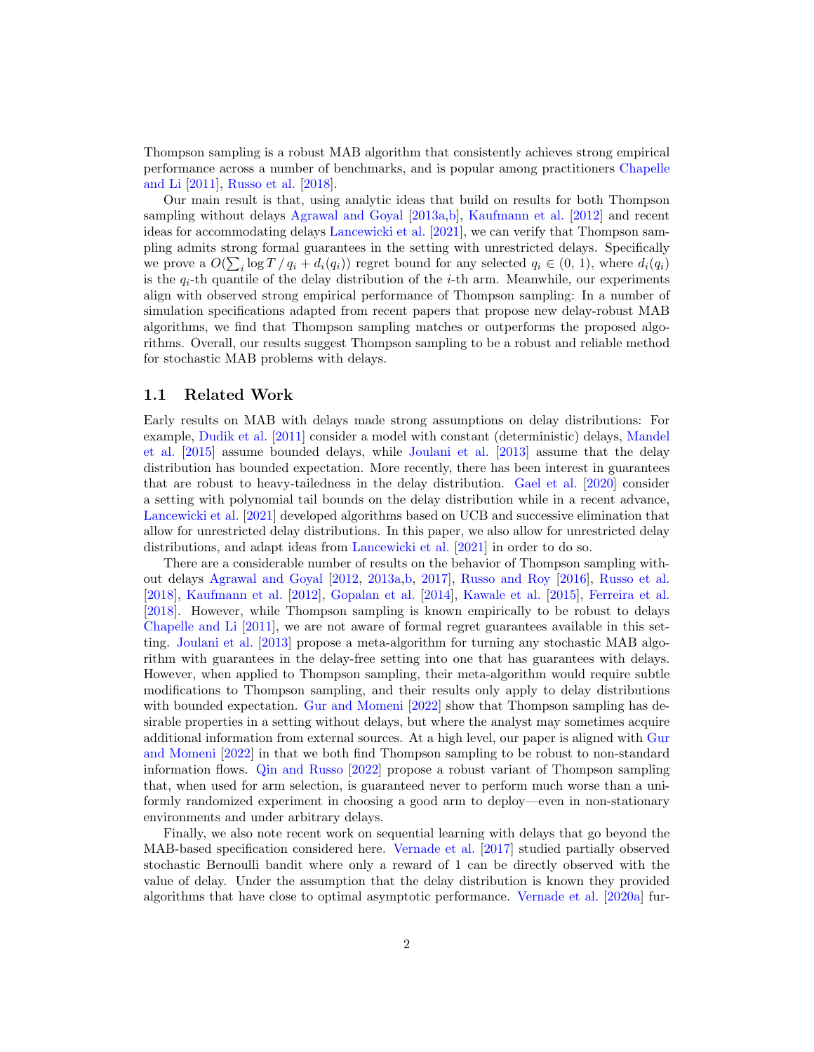Thompson sampling is a robust MAB algorithm that consistently achieves strong empirical performance across a number of benchmarks, and is popular among practitioners Chapelle and Li [2011], Russo et al. [2018].

Our main result is that, using analytic ideas that build on results for both Thompson sampling without delays Agrawal and Goyal [2013a,b], Kaufmann et al. [2012] and recent ideas for accommodating delays Lancewicki et al. [2021], we can verify that Thompson sampling admits strong formal guarantees in the setting with unrestricted delays. Specifically we prove a $O(\sum_i \log T \,/\, q_i + d_i(q_i))$ regret bound for any selected $q_i \in (0, 1)$, where $d_i(q_i)$ is the $q_i$-th quantile of the delay distribution of the $i$-th arm. Meanwhile, our experiments align with observed strong empirical performance of Thompson sampling: In a number of simulation specifications adapted from recent papers that propose new delay-robust MAB algorithms, we find that Thompson sampling matches or outperforms the proposed algorithms. Overall, our results suggest Thompson sampling to be a robust and reliable method for stochastic MAB problems with delays.

## 1.1 Related Work

Early results on MAB with delays made strong assumptions on delay distributions: For example, Dudik et al. [2011] consider a model with constant (deterministic) delays, Mandel et al. [2015] assume bounded delays, while Joulani et al. [2013] assume that the delay distribution has bounded expectation. More recently, there has been interest in guarantees that are robust to heavy-tailedness in the delay distribution. Gael et al. [2020] consider a setting with polynomial tail bounds on the delay distribution while in a recent advance, Lancewicki et al. [2021] developed algorithms based on UCB and successive elimination that allow for unrestricted delay distributions. In this paper, we also allow for unrestricted delay distributions, and adapt ideas from Lancewicki et al. [2021] in order to do so.

There are a considerable number of results on the behavior of Thompson sampling without delays Agrawal and Goyal [2012, 2013a,b, 2017], Russo and Roy [2016], Russo et al. [2018], Kaufmann et al. [2012], Gopalan et al. [2014], Kawale et al. [2015], Ferreira et al. [2018]. However, while Thompson sampling is known empirically to be robust to delays Chapelle and Li [2011], we are not aware of formal regret guarantees available in this setting. Joulani et al. [2013] propose a meta-algorithm for turning any stochastic MAB algorithm with guarantees in the delay-free setting into one that has guarantees with delays. However, when applied to Thompson sampling, their meta-algorithm would require subtle modifications to Thompson sampling, and their results only apply to delay distributions with bounded expectation. Gur and Momeni [2022] show that Thompson sampling has desirable properties in a setting without delays, but where the analyst may sometimes acquire additional information from external sources. At a high level, our paper is aligned with Gur and Momeni [2022] in that we both find Thompson sampling to be robust to non-standard information flows. Qin and Russo [2022] propose a robust variant of Thompson sampling that, when used for arm selection, is guaranteed never to perform much worse than a uniformly randomized experiment in choosing a good arm to deploy—even in non-stationary environments and under arbitrary delays.

Finally, we also note recent work on sequential learning with delays that go beyond the MAB-based specification considered here. Vernade et al. [2017] studied partially observed stochastic Bernoulli bandit where only a reward of 1 can be directly observed with the value of delay. Under the assumption that the delay distribution is known they provided algorithms that have close to optimal asymptotic performance. Vernade et al. [2020a] fur-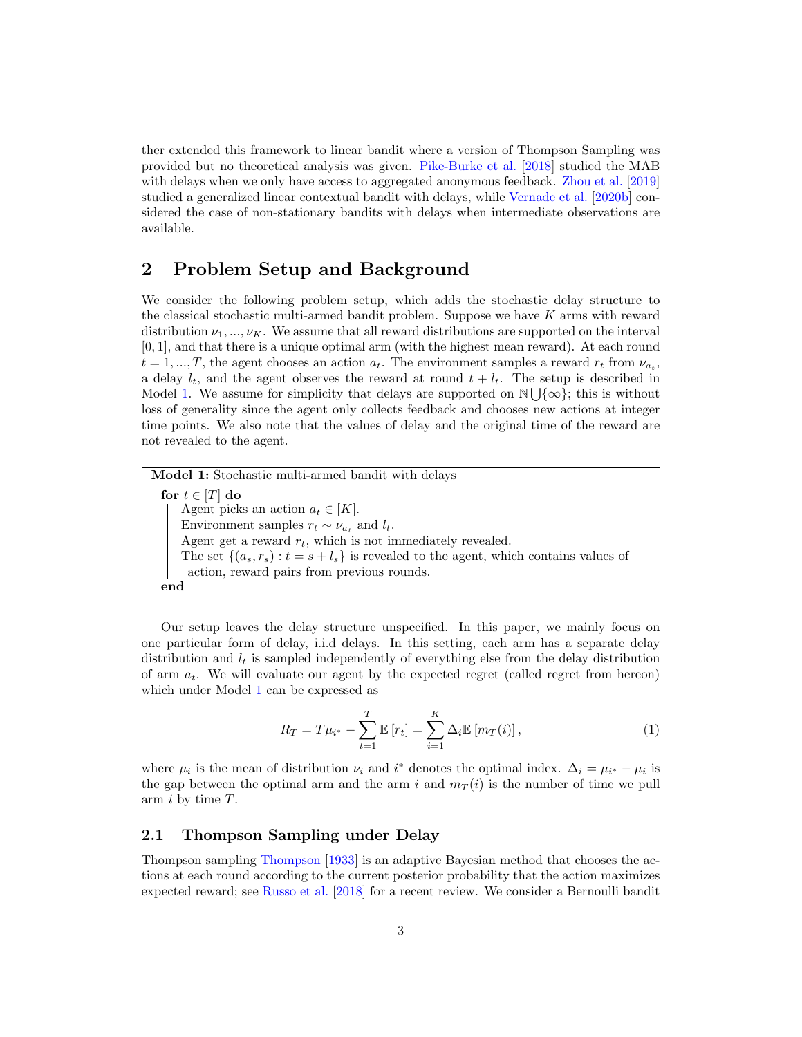ther extended this framework to linear bandit where a version of Thompson Sampling was provided but no theoretical analysis was given. Pike-Burke et al. [2018] studied the MAB with delays when we only have access to aggregated anonymous feedback. Zhou et al. [2019] studied a generalized linear contextual bandit with delays, while Vernade et al. [2020b] considered the case of non-stationary bandits with delays when intermediate observations are available.

## 2 Problem Setup and Background

We consider the following problem setup, which adds the stochastic delay structure to the classical stochastic multi-armed bandit problem. Suppose we have $K$ arms with reward distribution $\nu_1, ..., \nu_K$. We assume that all reward distributions are supported on the interval $[0, 1]$, and that there is a unique optimal arm (with the highest mean reward). At each round $t = 1, ..., T$, the agent chooses an action $a_t$. The environment samples a reward $r_t$ from $\nu_{a_t}$, a delay $l_t$, and the agent observes the reward at round $t + l_t$. The setup is described in Model 1. We assume for simplicity that delays are supported on $\mathbb{N} \bigcup \{\infty\}$; this is without loss of generality since the agent only collects feedback and chooses new actions at integer time points. We also note that the values of delay and the original time of the reward are not revealed to the agent.

**Model 1:** Stochastic multi-armed bandit with delays

```
for t ∈ [T] do
    Agent picks an action a_t ∈ [K].
    Environment samples r_t ~ ν_{a_t} and l_t.
    Agent get a reward r_t, which is not immediately revealed.
    The set {(a_s, r_s) : t = s + l_s} is revealed to the agent, which contains values of
      action, reward pairs from previous rounds.
end
```

Our setup leaves the delay structure unspecified. In this paper, we mainly focus on one particular form of delay, i.i.d delays. In this setting, each arm has a separate delay distribution and $l_t$ is sampled independently of everything else from the delay distribution of arm $a_t$. We will evaluate our agent by the expected regret (called regret from hereon) which under Model 1 can be expressed as

$$R_T = T\mu_{i^*} - \sum_{t=1}^{T} \mathbb{E}[r_t] = \sum_{i=1}^{K} \Delta_i \mathbb{E}[m_T(i)], \tag{1}$$

where $\mu_i$ is the mean of distribution $\nu_i$ and $i^*$ denotes the optimal index. $\Delta_i = \mu_{i^*} - \mu_i$ is the gap between the optimal arm and the arm $i$ and $m_T(i)$ is the number of time we pull arm $i$ by time $T$.

### 2.1 Thompson Sampling under Delay

Thompson sampling Thompson [1933] is an adaptive Bayesian method that chooses the actions at each round according to the current posterior probability that the action maximizes expected reward; see Russo et al. [2018] for a recent review. We consider a Bernoulli bandit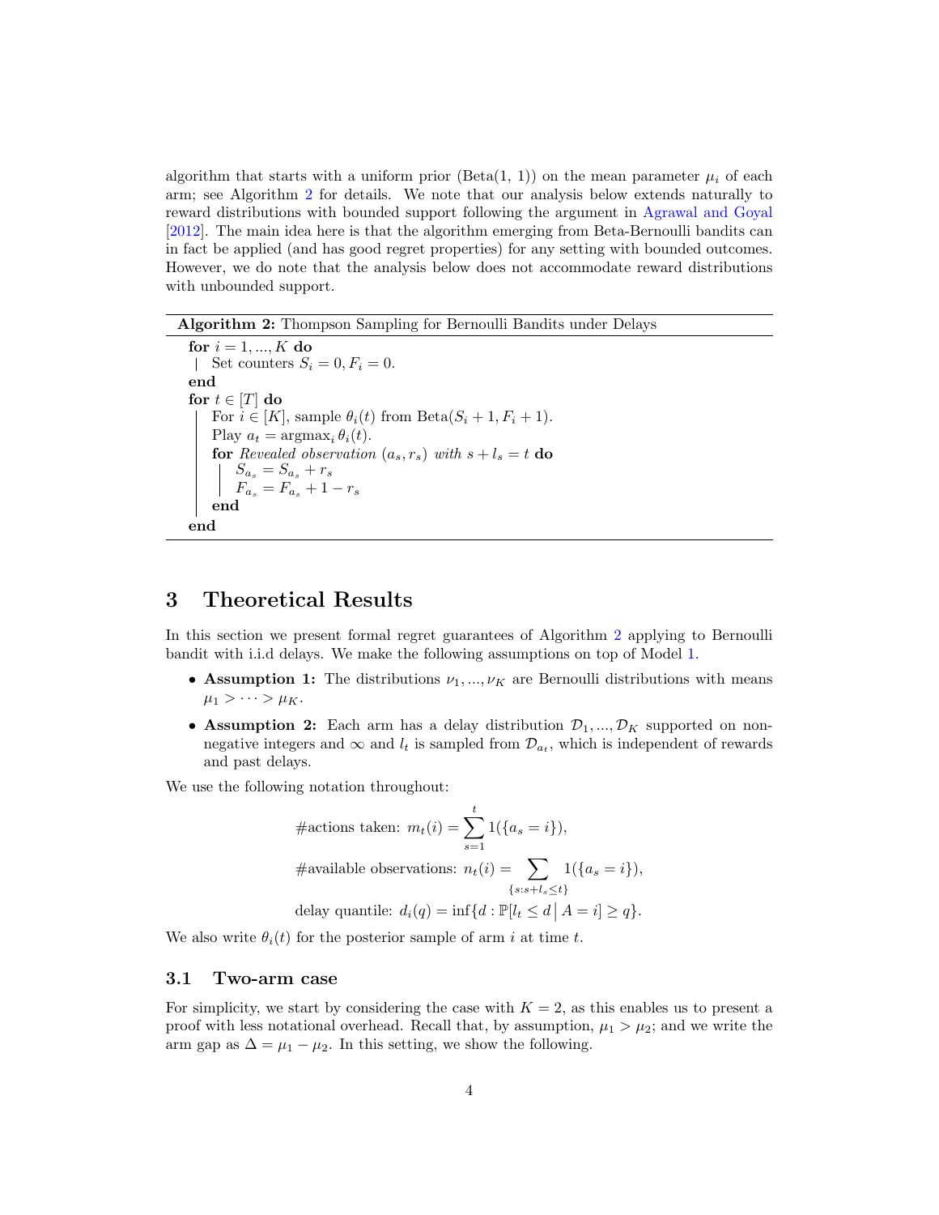algorithm that starts with a uniform prior (Beta(1, 1)) on the mean parameter $\mu_i$ of each arm; see Algorithm 2 for details. We note that our analysis below extends naturally to reward distributions with bounded support following the argument in Agrawal and Goyal [2012]. The main idea here is that the algorithm emerging from Beta-Bernoulli bandits can in fact be applied (and has good regret properties) for any setting with bounded outcomes. However, we do note that the analysis below does not accommodate reward distributions with unbounded support.

**Algorithm 2:** Thompson Sampling for Bernoulli Bandits under Delays

```
for i = 1, ..., K do
  | Set counters S_i = 0, F_i = 0.
end
for t ∈ [T] do
  | For i ∈ [K], sample θ_i(t) from Beta(S_i + 1, F_i + 1).
  | Play a_t = argmax_i θ_i(t).
  | for Revealed observation (a_s, r_s) with s + l_s = t do
  |   | S_{a_s} = S_{a_s} + r_s
  |   | F_{a_s} = F_{a_s} + 1 − r_s
  | end
end
```

## 3 Theoretical Results

In this section we present formal regret guarantees of Algorithm 2 applying to Bernoulli bandit with i.i.d delays. We make the following assumptions on top of Model 1.

- **Assumption 1:** The distributions $\nu_1, ..., \nu_K$ are Bernoulli distributions with means $\mu_1 > \cdots > \mu_K$.
- **Assumption 2:** Each arm has a delay distribution $\mathcal{D}_1, ..., \mathcal{D}_K$ supported on non-negative integers and $\infty$ and $l_t$ is sampled from $\mathcal{D}_{a_t}$, which is independent of rewards and past delays.

We use the following notation throughout:

$$\text{\#actions taken: } m_t(i) = \sum_{s=1}^{t} 1(\{a_s = i\}),$$

$$\text{\#available observations: } n_t(i) = \sum_{\{s: s+l_s \le t\}} 1(\{a_s = i\}),$$

$$\text{delay quantile: } d_i(q) = \inf\{d : \mathbb{P}[l_t \le d \,\big|\, A = i] \ge q\}.$$

We also write $\theta_i(t)$ for the posterior sample of arm $i$ at time $t$.

### 3.1 Two-arm case

For simplicity, we start by considering the case with $K = 2$, as this enables us to present a proof with less notational overhead. Recall that, by assumption, $\mu_1 > \mu_2$; and we write the arm gap as $\Delta = \mu_1 - \mu_2$. In this setting, we show the following.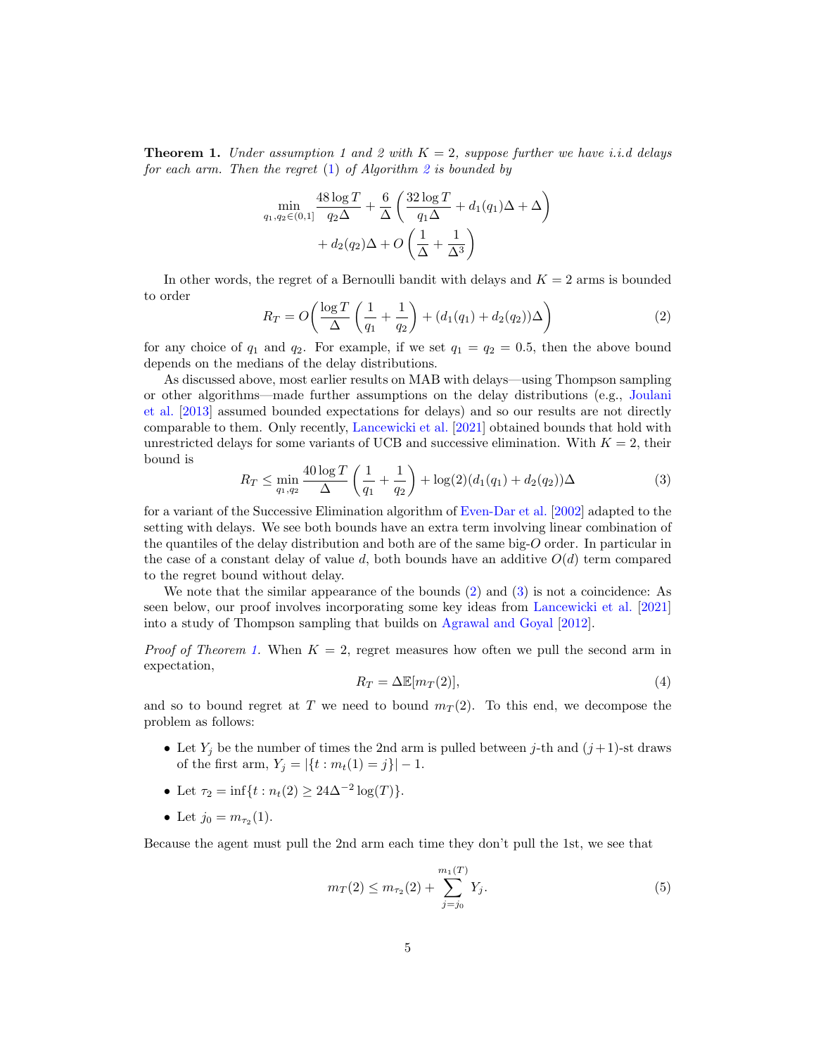**Theorem 1.** *Under assumption 1 and 2 with $K = 2$, suppose further we have i.i.d delays for each arm. Then the regret (1) of Algorithm 2 is bounded by*

$$\min_{q_1, q_2 \in (0,1]} \frac{48 \log T}{q_2 \Delta} + \frac{6}{\Delta}\left(\frac{32 \log T}{q_1 \Delta} + d_1(q_1)\Delta + \Delta\right) + d_2(q_2)\Delta + O\left(\frac{1}{\Delta} + \frac{1}{\Delta^3}\right)$$

In other words, the regret of a Bernoulli bandit with delays and $K = 2$ arms is bounded to order

$$R_T = O\bigg(\frac{\log T}{\Delta}\left(\frac{1}{q_1} + \frac{1}{q_2}\right) + (d_1(q_1) + d_2(q_2))\Delta\bigg) \tag{2}$$

for any choice of $q_1$ and $q_2$. For example, if we set $q_1 = q_2 = 0.5$, then the above bound depends on the medians of the delay distributions.

As discussed above, most earlier results on MAB with delays—using Thompson sampling or other algorithms—made further assumptions on the delay distributions (e.g., Joulani et al. [2013] assumed bounded expectations for delays) and so our results are not directly comparable to them. Only recently, Lancewicki et al. [2021] obtained bounds that hold with unrestricted delays for some variants of UCB and successive elimination. With $K = 2$, their bound is

$$R_T \leq \min_{q_1, q_2} \frac{40 \log T}{\Delta}\left(\frac{1}{q_1} + \frac{1}{q_2}\right) + \log(2)(d_1(q_1) + d_2(q_2))\Delta \tag{3}$$

for a variant of the Successive Elimination algorithm of Even-Dar et al. [2002] adapted to the setting with delays. We see both bounds have an extra term involving linear combination of the quantiles of the delay distribution and both are of the same big-$O$ order. In particular in the case of a constant delay of value $d$, both bounds have an additive $O(d)$ term compared to the regret bound without delay.

We note that the similar appearance of the bounds (2) and (3) is not a coincidence: As seen below, our proof involves incorporating some key ideas from Lancewicki et al. [2021] into a study of Thompson sampling that builds on Agrawal and Goyal [2012].

*Proof of Theorem 1.* When $K = 2$, regret measures how often we pull the second arm in expectation,

$$R_T = \Delta \mathbb{E}[m_T(2)], \tag{4}$$

and so to bound regret at $T$ we need to bound $m_T(2)$. To this end, we decompose the problem as follows:

- Let $Y_j$ be the number of times the 2nd arm is pulled between $j$-th and $(j+1)$-st draws of the first arm, $Y_j = |\{t : m_t(1) = j\}| - 1$.
- Let $\tau_2 = \inf\{t : n_t(2) \geq 24\Delta^{-2} \log(T)\}$.
- Let $j_0 = m_{\tau_2}(1)$.

Because the agent must pull the 2nd arm each time they don't pull the 1st, we see that

$$m_T(2) \leq m_{\tau_2}(2) + \sum_{j=j_0}^{m_1(T)} Y_j. \tag{5}$$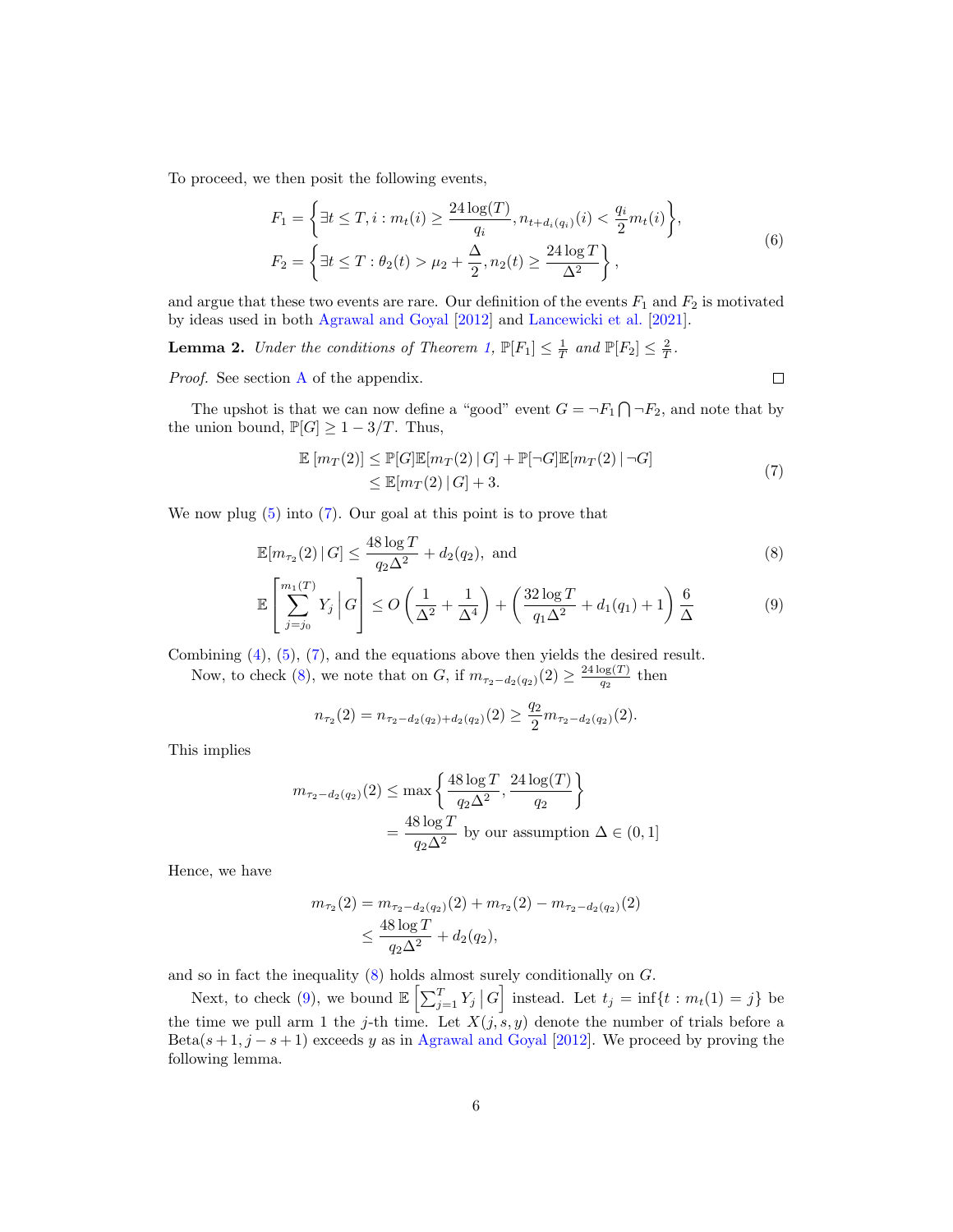To proceed, we then posit the following events,

$$
\begin{aligned}
F_1 &= \left\{ \exists t \leq T, i : m_t(i) \geq \frac{24\log(T)}{q_i}, n_{t+d_i(q_i)}(i) < \frac{q_i}{2} m_t(i) \right\}, \\
F_2 &= \left\{ \exists t \leq T : \theta_2(t) > \mu_2 + \frac{\Delta}{2}, n_2(t) \geq \frac{24\log T}{\Delta^2} \right\},
\end{aligned} \tag{6}
$$

and argue that these two events are rare. Our definition of the events $F_1$ and $F_2$ is motivated by ideas used in both Agrawal and Goyal [2012] and Lancewicki et al. [2021].

**Lemma 2.** *Under the conditions of Theorem 1,* $\mathbb{P}[F_1] \leq \frac{1}{T}$ *and* $\mathbb{P}[F_2] \leq \frac{2}{T}$.

*Proof.* See section A of the appendix. □

The upshot is that we can now define a "good" event $G = \neg F_1 \bigcap \neg F_2$, and note that by the union bound, $\mathbb{P}[G] \geq 1 - 3/T$. Thus,

$$
\begin{aligned}
\mathbb{E}\left[m_T(2)\right] &\leq \mathbb{P}[G]\mathbb{E}[m_T(2) \,|\, G] + \mathbb{P}[\neg G]\mathbb{E}[m_T(2) \,|\, \neg G] \\
&\leq \mathbb{E}[m_T(2) \,|\, G] + 3.
\end{aligned} \tag{7}
$$

We now plug (5) into (7). Our goal at this point is to prove that

$$
\mathbb{E}[m_{\tau_2}(2) \,|\, G] \leq \frac{48\log T}{q_2\Delta^2} + d_2(q_2), \text{ and} \tag{8}
$$

$$
\mathbb{E}\left[\sum_{j=j_0}^{m_1(T)} Y_j \,\middle|\, G\right] \leq O\left(\frac{1}{\Delta^2} + \frac{1}{\Delta^4}\right) + \left(\frac{32\log T}{q_1\Delta^2} + d_1(q_1) + 1\right)\frac{6}{\Delta} \tag{9}
$$

Combining (4), (5), (7), and the equations above then yields the desired result.

Now, to check (8), we note that on $G$, if $m_{\tau_2 - d_2(q_2)}(2) \geq \frac{24\log(T)}{q_2}$ then

$$
n_{\tau_2}(2) = n_{\tau_2 - d_2(q_2) + d_2(q_2)}(2) \geq \frac{q_2}{2} m_{\tau_2 - d_2(q_2)}(2).
$$

This implies

$$
\begin{aligned}
m_{\tau_2 - d_2(q_2)}(2) &\leq \max\left\{\frac{48\log T}{q_2\Delta^2}, \frac{24\log(T)}{q_2}\right\} \\
&= \frac{48\log T}{q_2\Delta^2} \text{ by our assumption } \Delta \in (0,1]
\end{aligned}
$$

Hence, we have

$$
\begin{aligned}
m_{\tau_2}(2) &= m_{\tau_2 - d_2(q_2)}(2) + m_{\tau_2}(2) - m_{\tau_2 - d_2(q_2)}(2) \\
&\leq \frac{48\log T}{q_2\Delta^2} + d_2(q_2),
\end{aligned}
$$

and so in fact the inequality (8) holds almost surely conditionally on $G$.

Next, to check (9), we bound $\mathbb{E}\left[\sum_{j=1}^{T} Y_j \,\middle|\, G\right]$ instead. Let $t_j = \inf\{t : m_t(1) = j\}$ be the time we pull arm 1 the $j$-th time. Let $X(j, s, y)$ denote the number of trials before a $\text{Beta}(s+1, j-s+1)$ exceeds $y$ as in Agrawal and Goyal [2012]. We proceed by proving the following lemma.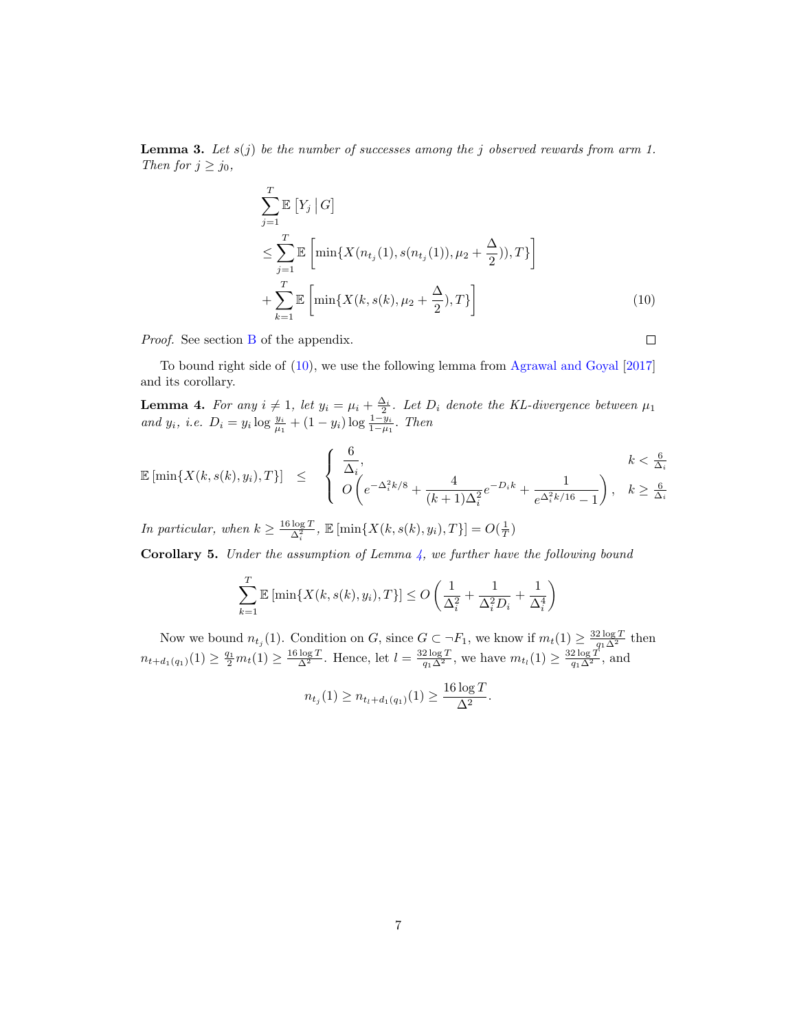**Lemma 3.** *Let $s(j)$ be the number of successes among the $j$ observed rewards from arm 1. Then for $j \geq j_0$,*

$$
\begin{aligned}
&\sum_{j=1}^{T} \mathbb{E}\left[Y_j \,\middle|\, G\right] \\
&\leq \sum_{j=1}^{T} \mathbb{E}\left[\min\{X(n_{t_j}(1), s(n_{t_j}(1)), \mu_2 + \frac{\Delta}{2})), T\}\right] \\
&+ \sum_{k=1}^{T} \mathbb{E}\left[\min\{X(k, s(k), \mu_2 + \frac{\Delta}{2}), T\}\right] \qquad (10)
\end{aligned}
$$

*Proof.* See section B of the appendix. ∎

To bound right side of (10), we use the following lemma from Agrawal and Goyal [2017] and its corollary.

**Lemma 4.** *For any $i \neq 1$, let $y_i = \mu_i + \frac{\Delta_i}{2}$. Let $D_i$ denote the KL-divergence between $\mu_1$ and $y_i$, i.e. $D_i = y_i \log \frac{y_i}{\mu_1} + (1 - y_i) \log \frac{1-y_i}{1-\mu_1}$. Then*

$$
\mathbb{E}\left[\min\{X(k, s(k), y_i), T\}\right] \quad \leq \quad \begin{cases} \dfrac{6}{\Delta_i}, & k < \frac{6}{\Delta_i} \\ O\left(e^{-\Delta_i^2 k/8} + \dfrac{4}{(k+1)\Delta_i^2} e^{-D_i k} + \dfrac{1}{e^{\Delta_i^2 k/16} - 1}\right), & k \geq \frac{6}{\Delta_i} \end{cases}
$$

*In particular, when $k \geq \frac{16 \log T}{\Delta_i^2}$, $\mathbb{E}\left[\min\{X(k, s(k), y_i), T\}\right] = O(\frac{1}{T})$*

**Corollary 5.** *Under the assumption of Lemma 4, we further have the following bound*

$$
\sum_{k=1}^{T} \mathbb{E}\left[\min\{X(k, s(k), y_i), T\}\right] \leq O\left(\frac{1}{\Delta_i^2} + \frac{1}{\Delta_i^2 D_i} + \frac{1}{\Delta_i^4}\right)
$$

Now we bound $n_{t_j}(1)$. Condition on $G$, since $G \subset \neg F_1$, we know if $m_t(1) \geq \frac{32 \log T}{q_1 \Delta^2}$ then $n_{t+d_1(q_1)}(1) \geq \frac{q_1}{2} m_t(1) \geq \frac{16 \log T}{\Delta^2}$. Hence, let $l = \frac{32 \log T}{q_1 \Delta^2}$, we have $m_{t_l}(1) \geq \frac{32 \log T}{q_1 \Delta^2}$, and

$$
n_{t_j}(1) \geq n_{t_l + d_1(q_1)}(1) \geq \frac{16 \log T}{\Delta^2}.
$$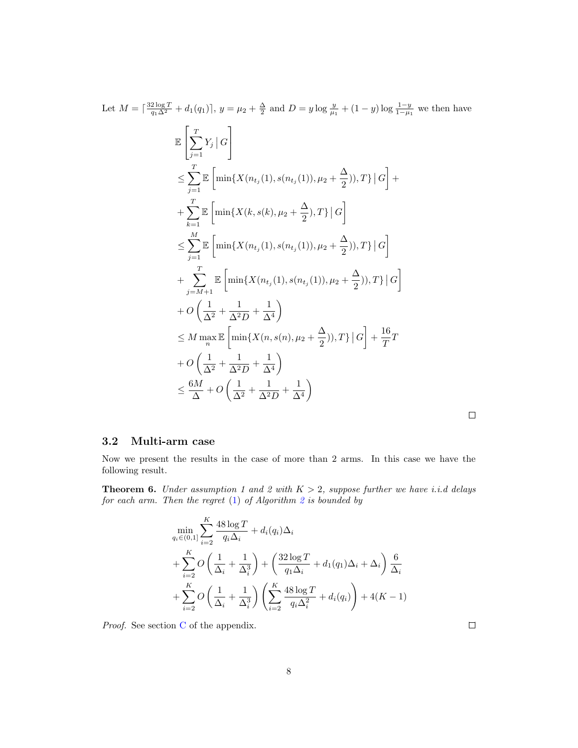Let $M = \lceil \frac{32 \log T}{q_1 \Delta^2} + d_1(q_1) \rceil$, $y = \mu_2 + \frac{\Delta}{2}$ and $D = y \log \frac{y}{\mu_1} + (1-y) \log \frac{1-y}{1-\mu_1}$ we then have

$$
\begin{aligned}
&\mathbb{E}\left[\sum_{j=1}^{T} Y_j \,\Big|\, G\right] \\
&\leq \sum_{j=1}^{T} \mathbb{E}\left[\min\{X(n_{t_j}(1), s(n_{t_j}(1)), \mu_2 + \frac{\Delta}{2})), T\} \,\Big|\, G\right] + \\
&+ \sum_{k=1}^{T} \mathbb{E}\left[\min\{X(k, s(k), \mu_2 + \frac{\Delta}{2}), T\} \,\Big|\, G\right] \\
&\leq \sum_{j=1}^{M} \mathbb{E}\left[\min\{X(n_{t_j}(1), s(n_{t_j}(1)), \mu_2 + \frac{\Delta}{2})), T\} \,\Big|\, G\right] \\
&+ \sum_{j=M+1}^{T} \mathbb{E}\left[\min\{X(n_{t_j}(1), s(n_{t_j}(1)), \mu_2 + \frac{\Delta}{2})), T\} \,\Big|\, G\right] \\
&+ O\left(\frac{1}{\Delta^2} + \frac{1}{\Delta^2 D} + \frac{1}{\Delta^4}\right) \\
&\leq M \max_n \mathbb{E}\left[\min\{X(n, s(n), \mu_2 + \frac{\Delta}{2})), T\} \,\Big|\, G\right] + \frac{16}{T} T \\
&+ O\left(\frac{1}{\Delta^2} + \frac{1}{\Delta^2 D} + \frac{1}{\Delta^4}\right) \\
&\leq \frac{6M}{\Delta} + O\left(\frac{1}{\Delta^2} + \frac{1}{\Delta^2 D} + \frac{1}{\Delta^4}\right)
\end{aligned}
$$

□

### 3.2 Multi-arm case

Now we present the results in the case of more than 2 arms. In this case we have the following result.

**Theorem 6.** *Under assumption 1 and 2 with $K > 2$, suppose further we have i.i.d delays for each arm. Then the regret (1) of Algorithm 2 is bounded by*

$$
\begin{aligned}
&\min_{q_i \in (0,1]} \sum_{i=2}^{K} \frac{48 \log T}{q_i \Delta_i} + d_i(q_i)\Delta_i \\
&+ \sum_{i=2}^{K} O\left(\frac{1}{\Delta_i} + \frac{1}{\Delta_i^3}\right) + \left(\frac{32 \log T}{q_1 \Delta_i} + d_1(q_1)\Delta_i + \Delta_i\right) \frac{6}{\Delta_i} \\
&+ \sum_{i=2}^{K} O\left(\frac{1}{\Delta_i} + \frac{1}{\Delta_i^3}\right) \left(\sum_{i=2}^{K} \frac{48 \log T}{q_i \Delta_i^2} + d_i(q_i)\right) + 4(K-1)
\end{aligned}
$$

*Proof.* See section C of the appendix. □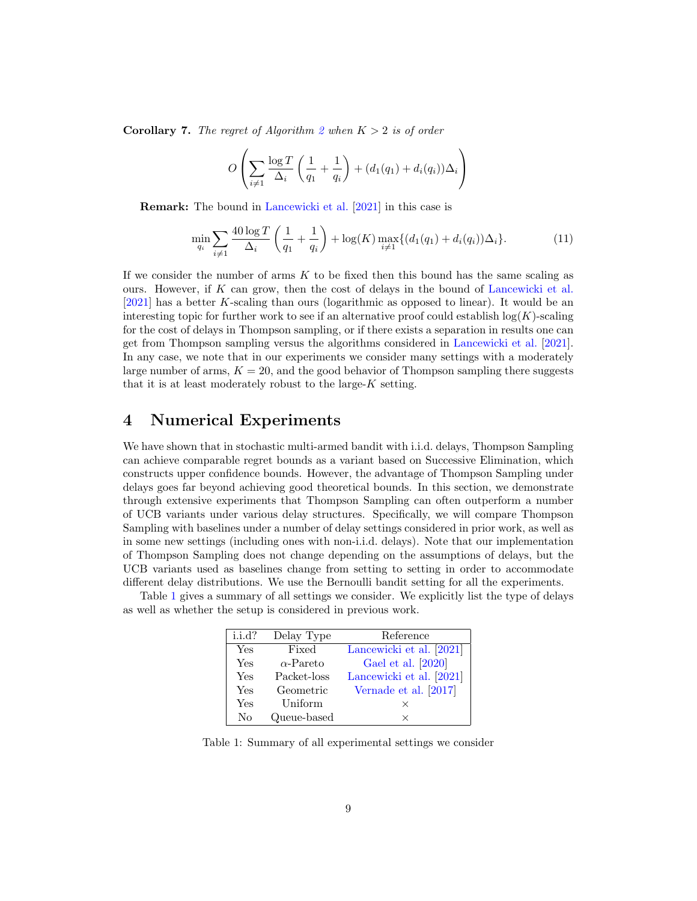**Corollary 7.** *The regret of Algorithm 2 when $K > 2$ is of order*

$$O\left(\sum_{i \neq 1} \frac{\log T}{\Delta_i}\left(\frac{1}{q_1} + \frac{1}{q_i}\right) + (d_1(q_1) + d_i(q_i))\Delta_i\right)$$

**Remark:** The bound in Lancewicki et al. [2021] in this case is

$$\min_{q_i} \sum_{i \neq 1} \frac{40 \log T}{\Delta_i}\left(\frac{1}{q_1} + \frac{1}{q_i}\right) + \log(K) \max_{i \neq 1}\{(d_1(q_1) + d_i(q_i))\Delta_i\}. \tag{11}$$

If we consider the number of arms $K$ to be fixed then this bound has the same scaling as ours. However, if $K$ can grow, then the cost of delays in the bound of Lancewicki et al. [2021] has a better $K$-scaling than ours (logarithmic as opposed to linear). It would be an interesting topic for further work to see if an alternative proof could establish $\log(K)$-scaling for the cost of delays in Thompson sampling, or if there exists a separation in results one can get from Thompson sampling versus the algorithms considered in Lancewicki et al. [2021]. In any case, we note that in our experiments we consider many settings with a moderately large number of arms, $K = 20$, and the good behavior of Thompson sampling there suggests that it is at least moderately robust to the large-$K$ setting.

# 4 Numerical Experiments

We have shown that in stochastic multi-armed bandit with i.i.d. delays, Thompson Sampling can achieve comparable regret bounds as a variant based on Successive Elimination, which constructs upper confidence bounds. However, the advantage of Thompson Sampling under delays goes far beyond achieving good theoretical bounds. In this section, we demonstrate through extensive experiments that Thompson Sampling can often outperform a number of UCB variants under various delay structures. Specifically, we will compare Thompson Sampling with baselines under a number of delay settings considered in prior work, as well as in some new settings (including ones with non-i.i.d. delays). Note that our implementation of Thompson Sampling does not change depending on the assumptions of delays, but the UCB variants used as baselines change from setting to setting in order to accommodate different delay distributions. We use the Bernoulli bandit setting for all the experiments.

Table 1 gives a summary of all settings we consider. We explicitly list the type of delays as well as whether the setup is considered in previous work.

| i.i.d? | Delay Type | Reference |
|---|---|---|
| Yes | Fixed | Lancewicki et al. [2021] |
| Yes | $\alpha$-Pareto | Gael et al. [2020] |
| Yes | Packet-loss | Lancewicki et al. [2021] |
| Yes | Geometric | Vernade et al. [2017] |
| Yes | Uniform | × |
| No | Queue-based | × |

Table 1: Summary of all experimental settings we consider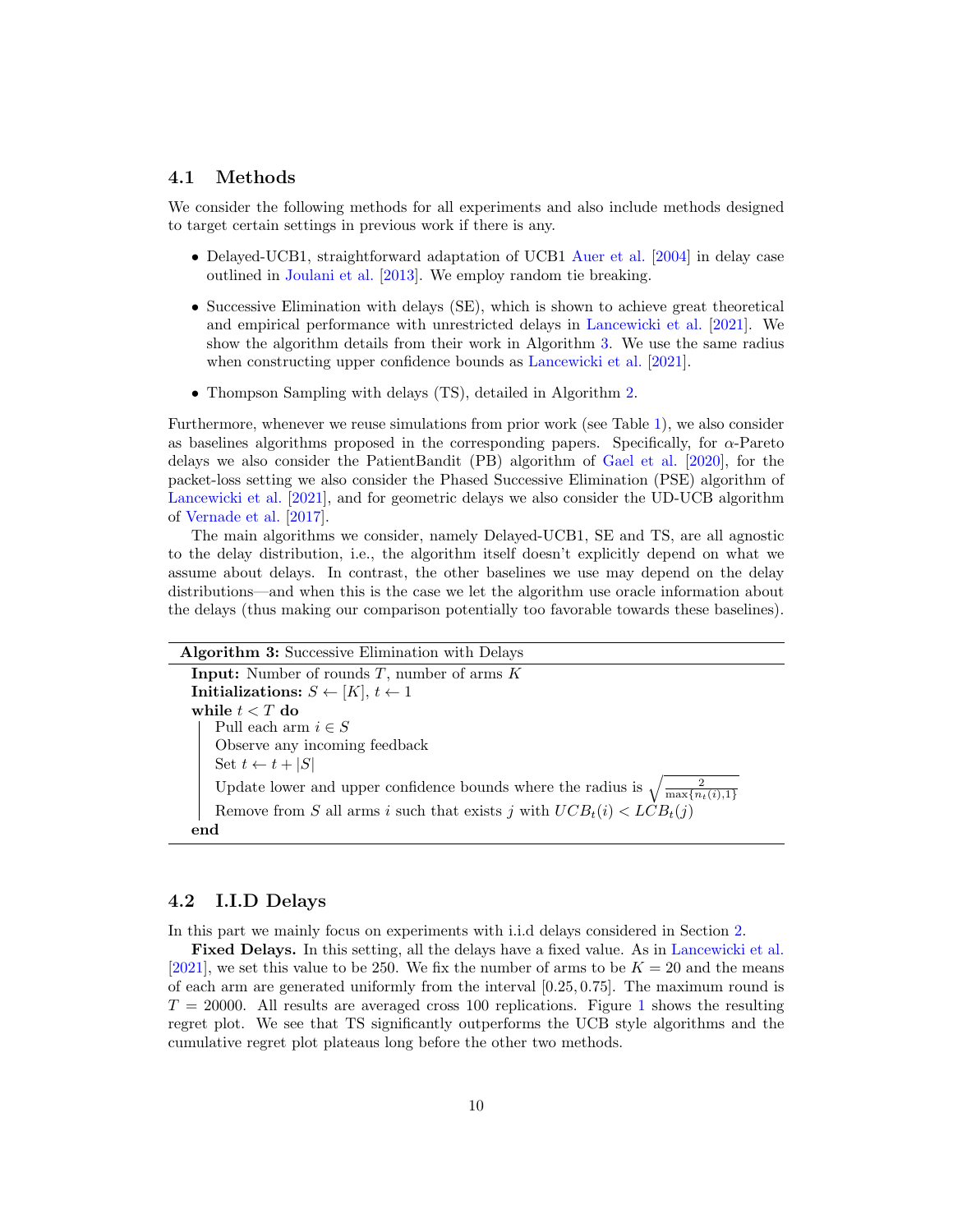### 4.1 Methods

We consider the following methods for all experiments and also include methods designed to target certain settings in previous work if there is any.

- Delayed-UCB1, straightforward adaptation of UCB1 Auer et al. [2004] in delay case outlined in Joulani et al. [2013]. We employ random tie breaking.
- Successive Elimination with delays (SE), which is shown to achieve great theoretical and empirical performance with unrestricted delays in Lancewicki et al. [2021]. We show the algorithm details from their work in Algorithm 3. We use the same radius when constructing upper confidence bounds as Lancewicki et al. [2021].
- Thompson Sampling with delays (TS), detailed in Algorithm 2.

Furthermore, whenever we reuse simulations from prior work (see Table 1), we also consider as baselines algorithms proposed in the corresponding papers. Specifically, for $\alpha$-Pareto delays we also consider the PatientBandit (PB) algorithm of Gael et al. [2020], for the packet-loss setting we also consider the Phased Successive Elimination (PSE) algorithm of Lancewicki et al. [2021], and for geometric delays we also consider the UD-UCB algorithm of Vernade et al. [2017].

The main algorithms we consider, namely Delayed-UCB1, SE and TS, are all agnostic to the delay distribution, i.e., the algorithm itself doesn't explicitly depend on what we assume about delays. In contrast, the other baselines we use may depend on the delay distributions—and when this is the case we let the algorithm use oracle information about the delays (thus making our comparison potentially too favorable towards these baselines).

**Algorithm 3:** Successive Elimination with Delays

**Input:** Number of rounds $T$, number of arms $K$
**Initializations:** $S \leftarrow [K]$, $t \leftarrow 1$
**while** $t < T$ **do**
  Pull each arm $i \in S$
  Observe any incoming feedback
  Set $t \leftarrow t + |S|$
  Update lower and upper confidence bounds where the radius is $\sqrt{\frac{2}{\max\{n_t(i),1\}}}$
  Remove from $S$ all arms $i$ such that exists $j$ with $UCB_t(i) < LCB_t(j)$
**end**

### 4.2 I.I.D Delays

In this part we mainly focus on experiments with i.i.d delays considered in Section 2.

**Fixed Delays.** In this setting, all the delays have a fixed value. As in Lancewicki et al. [2021], we set this value to be 250. We fix the number of arms to be $K = 20$ and the means of each arm are generated uniformly from the interval $[0.25, 0.75]$. The maximum round is $T = 20000$. All results are averaged cross 100 replications. Figure 1 shows the resulting regret plot. We see that TS significantly outperforms the UCB style algorithms and the cumulative regret plot plateaus long before the other two methods.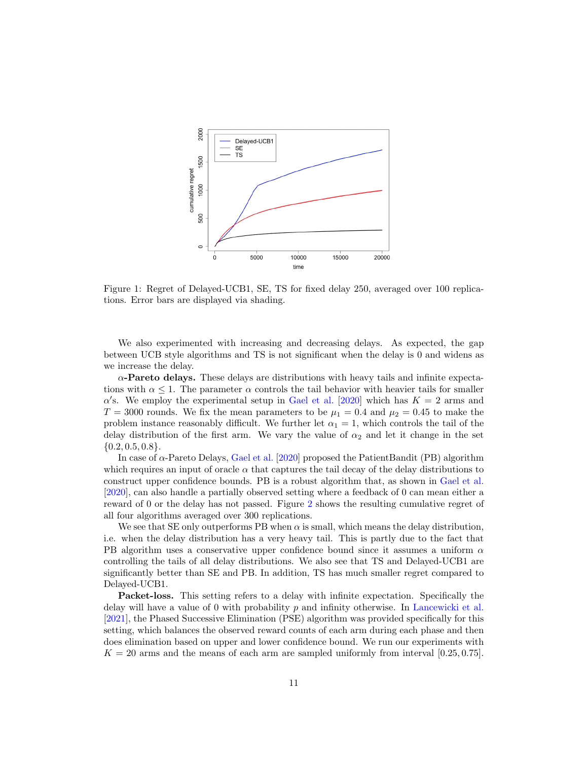Figure 1: Regret of Delayed-UCB1, SE, TS for fixed delay 250, averaged over 100 replications. Error bars are displayed via shading.

We also experimented with increasing and decreasing delays. As expected, the gap between UCB style algorithms and TS is not significant when the delay is 0 and widens as we increase the delay.

**$\alpha$-Pareto delays.** These delays are distributions with heavy tails and infinite expectations with $\alpha \leq 1$. The parameter $\alpha$ controls the tail behavior with heavier tails for smaller $\alpha'$s. We employ the experimental setup in Gael et al. [2020] which has $K = 2$ arms and $T = 3000$ rounds. We fix the mean parameters to be $\mu_1 = 0.4$ and $\mu_2 = 0.45$ to make the problem instance reasonably difficult. We further let $\alpha_1 = 1$, which controls the tail of the delay distribution of the first arm. We vary the value of $\alpha_2$ and let it change in the set $\{0.2, 0.5, 0.8\}$.

In case of $\alpha$-Pareto Delays, Gael et al. [2020] proposed the PatientBandit (PB) algorithm which requires an input of oracle $\alpha$ that captures the tail decay of the delay distributions to construct upper confidence bounds. PB is a robust algorithm that, as shown in Gael et al. [2020], can also handle a partially observed setting where a feedback of 0 can mean either a reward of 0 or the delay has not passed. Figure 2 shows the resulting cumulative regret of all four algorithms averaged over 300 replications.

We see that SE only outperforms PB when $\alpha$ is small, which means the delay distribution, i.e. when the delay distribution has a very heavy tail. This is partly due to the fact that PB algorithm uses a conservative upper confidence bound since it assumes a uniform $\alpha$ controlling the tails of all delay distributions. We also see that TS and Delayed-UCB1 are significantly better than SE and PB. In addition, TS has much smaller regret compared to Delayed-UCB1.

**Packet-loss.** This setting refers to a delay with infinite expectation. Specifically the delay will have a value of 0 with probability $p$ and infinity otherwise. In Lancewicki et al. [2021], the Phased Successive Elimination (PSE) algorithm was provided specifically for this setting, which balances the observed reward counts of each arm during each phase and then does elimination based on upper and lower confidence bound. We run our experiments with $K = 20$ arms and the means of each arm are sampled uniformly from interval $[0.25, 0.75]$.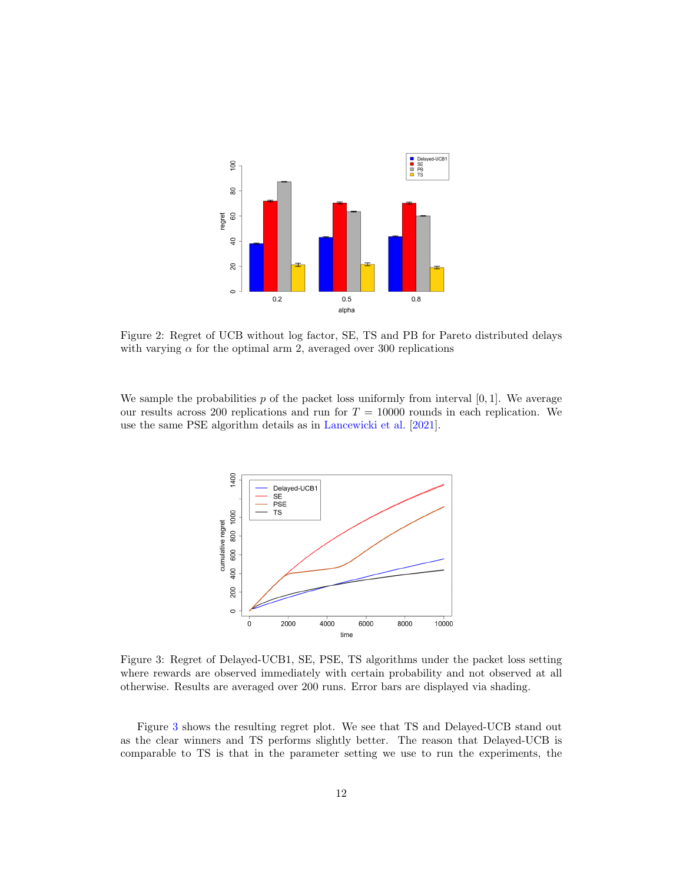Figure 2: Regret of UCB without log factor, SE, TS and PB for Pareto distributed delays with varying $\alpha$ for the optimal arm 2, averaged over 300 replications

We sample the probabilities $p$ of the packet loss uniformly from interval $[0, 1]$. We average our results across 200 replications and run for $T = 10000$ rounds in each replication. We use the same PSE algorithm details as in Lancewicki et al. [2021].

Figure 3: Regret of Delayed-UCB1, SE, PSE, TS algorithms under the packet loss setting where rewards are observed immediately with certain probability and not observed at all otherwise. Results are averaged over 200 runs. Error bars are displayed via shading.

Figure 3 shows the resulting regret plot. We see that TS and Delayed-UCB stand out as the clear winners and TS performs slightly better. The reason that Delayed-UCB is comparable to TS is that in the parameter setting we use to run the experiments, the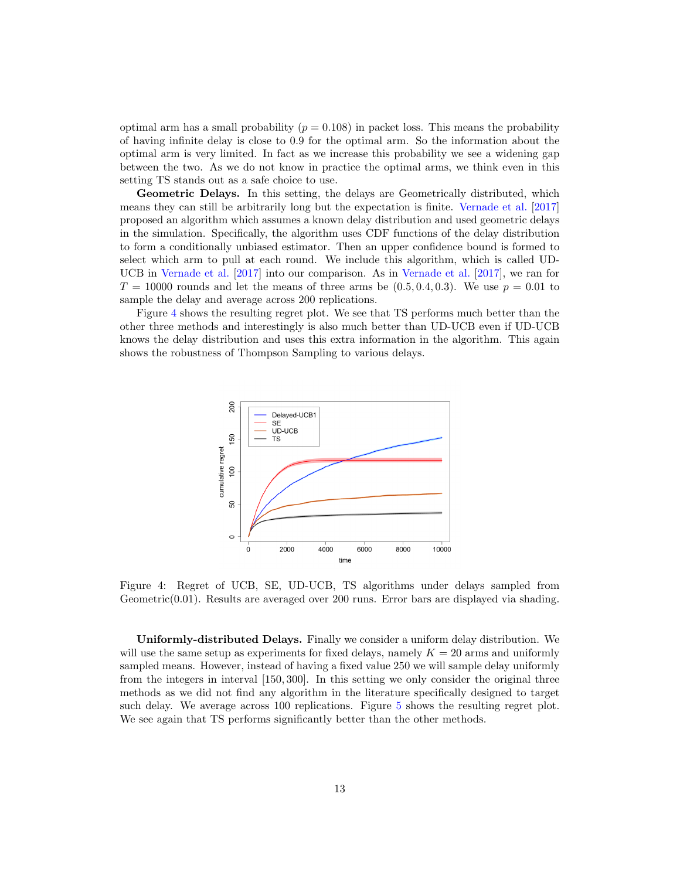optimal arm has a small probability ($p = 0.108$) in packet loss. This means the probability of having infinite delay is close to 0.9 for the optimal arm. So the information about the optimal arm is very limited. In fact as we increase this probability we see a widening gap between the two. As we do not know in practice the optimal arms, we think even in this setting TS stands out as a safe choice to use.

**Geometric Delays.** In this setting, the delays are Geometrically distributed, which means they can still be arbitrarily long but the expectation is finite. Vernade et al. [2017] proposed an algorithm which assumes a known delay distribution and used geometric delays in the simulation. Specifically, the algorithm uses CDF functions of the delay distribution to form a conditionally unbiased estimator. Then an upper confidence bound is formed to select which arm to pull at each round. We include this algorithm, which is called UD-UCB in Vernade et al. [2017] into our comparison. As in Vernade et al. [2017], we ran for $T = 10000$ rounds and let the means of three arms be $(0.5, 0.4, 0.3)$. We use $p = 0.01$ to sample the delay and average across 200 replications.

Figure 4 shows the resulting regret plot. We see that TS performs much better than the other three methods and interestingly is also much better than UD-UCB even if UD-UCB knows the delay distribution and uses this extra information in the algorithm. This again shows the robustness of Thompson Sampling to various delays.

Figure 4: Regret of UCB, SE, UD-UCB, TS algorithms under delays sampled from Geometric(0.01). Results are averaged over 200 runs. Error bars are displayed via shading.

**Uniformly-distributed Delays.** Finally we consider a uniform delay distribution. We will use the same setup as experiments for fixed delays, namely $K = 20$ arms and uniformly sampled means. However, instead of having a fixed value 250 we will sample delay uniformly from the integers in interval $[150, 300]$. In this setting we only consider the original three methods as we did not find any algorithm in the literature specifically designed to target such delay. We average across 100 replications. Figure 5 shows the resulting regret plot. We see again that TS performs significantly better than the other methods.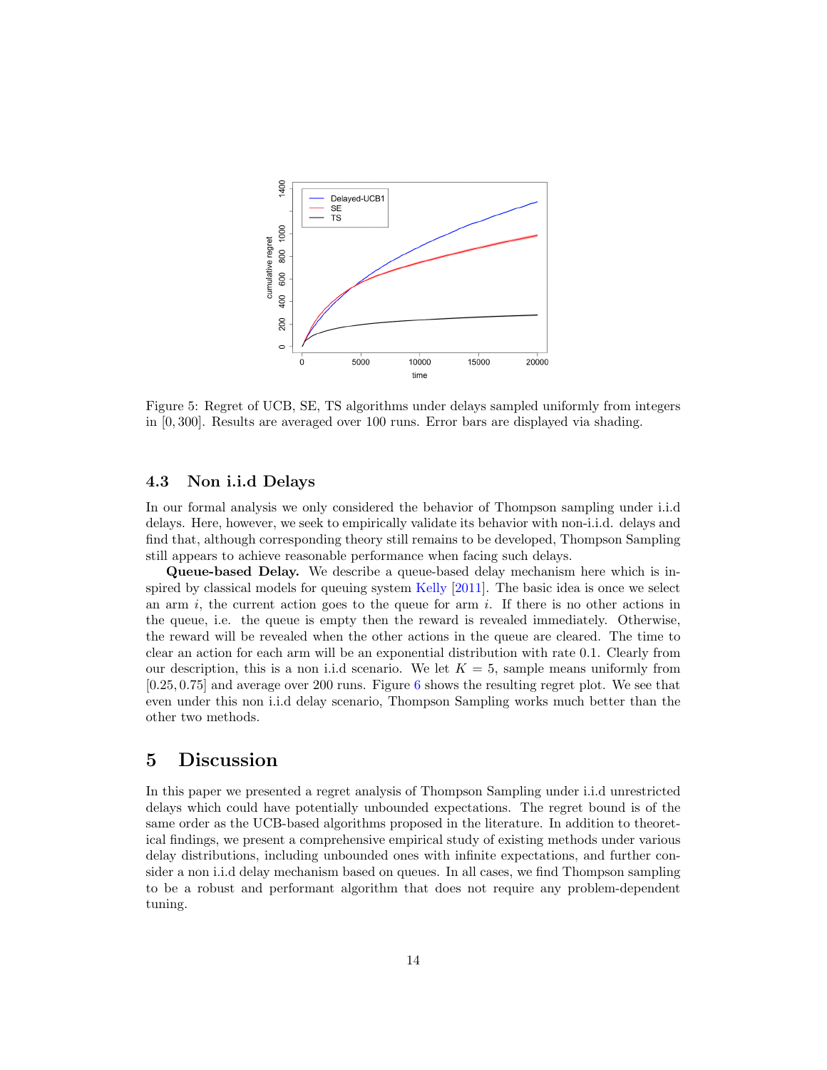Figure 5: Regret of UCB, SE, TS algorithms under delays sampled uniformly from integers in $[0, 300]$. Results are averaged over 100 runs. Error bars are displayed via shading.

### 4.3 Non i.i.d Delays

In our formal analysis we only considered the behavior of Thompson sampling under i.i.d delays. Here, however, we seek to empirically validate its behavior with non-i.i.d. delays and find that, although corresponding theory still remains to be developed, Thompson Sampling still appears to achieve reasonable performance when facing such delays.

**Queue-based Delay.** We describe a queue-based delay mechanism here which is inspired by classical models for queuing system Kelly [2011]. The basic idea is once we select an arm $i$, the current action goes to the queue for arm $i$. If there is no other actions in the queue, i.e. the queue is empty then the reward is revealed immediately. Otherwise, the reward will be revealed when the other actions in the queue are cleared. The time to clear an action for each arm will be an exponential distribution with rate 0.1. Clearly from our description, this is a non i.i.d scenario. We let $K = 5$, sample means uniformly from $[0.25, 0.75]$ and average over 200 runs. Figure 6 shows the resulting regret plot. We see that even under this non i.i.d delay scenario, Thompson Sampling works much better than the other two methods.

## 5 Discussion

In this paper we presented a regret analysis of Thompson Sampling under i.i.d unrestricted delays which could have potentially unbounded expectations. The regret bound is of the same order as the UCB-based algorithms proposed in the literature. In addition to theoretical findings, we present a comprehensive empirical study of existing methods under various delay distributions, including unbounded ones with infinite expectations, and further consider a non i.i.d delay mechanism based on queues. In all cases, we find Thompson sampling to be a robust and performant algorithm that does not require any problem-dependent tuning.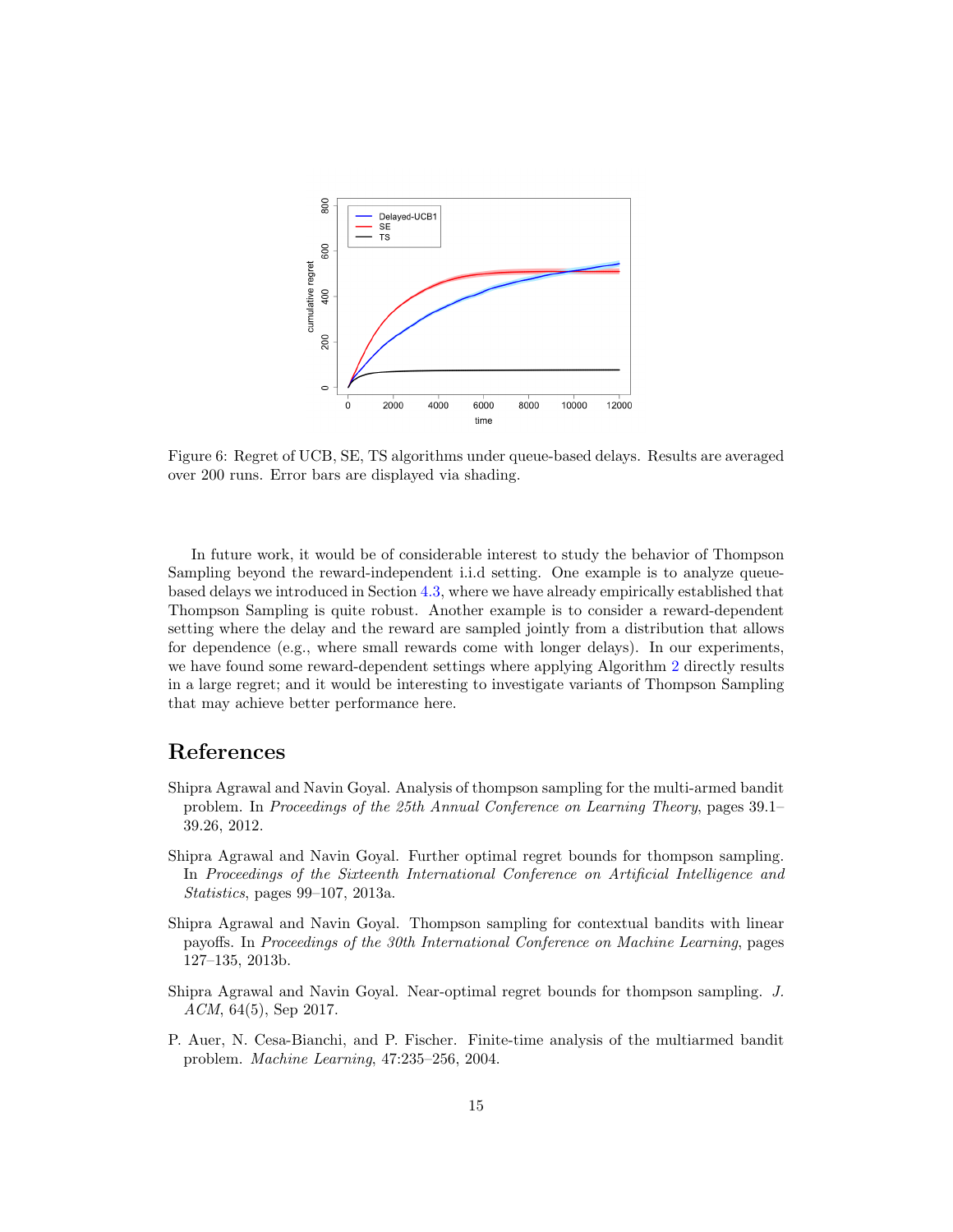Figure 6: Regret of UCB, SE, TS algorithms under queue-based delays. Results are averaged over 200 runs. Error bars are displayed via shading.

In future work, it would be of considerable interest to study the behavior of Thompson Sampling beyond the reward-independent i.i.d setting. One example is to analyze queue-based delays we introduced in Section 4.3, where we have already empirically established that Thompson Sampling is quite robust. Another example is to consider a reward-dependent setting where the delay and the reward are sampled jointly from a distribution that allows for dependence (e.g., where small rewards come with longer delays). In our experiments, we have found some reward-dependent settings where applying Algorithm 2 directly results in a large regret; and it would be interesting to investigate variants of Thompson Sampling that may achieve better performance here.

# References

Shipra Agrawal and Navin Goyal. Analysis of thompson sampling for the multi-armed bandit problem. In *Proceedings of the 25th Annual Conference on Learning Theory*, pages 39.1–39.26, 2012.

Shipra Agrawal and Navin Goyal. Further optimal regret bounds for thompson sampling. In *Proceedings of the Sixteenth International Conference on Artificial Intelligence and Statistics*, pages 99–107, 2013a.

Shipra Agrawal and Navin Goyal. Thompson sampling for contextual bandits with linear payoffs. In *Proceedings of the 30th International Conference on Machine Learning*, pages 127–135, 2013b.

Shipra Agrawal and Navin Goyal. Near-optimal regret bounds for thompson sampling. *J. ACM*, 64(5), Sep 2017.

P. Auer, N. Cesa-Bianchi, and P. Fischer. Finite-time analysis of the multiarmed bandit problem. *Machine Learning*, 47:235–256, 2004.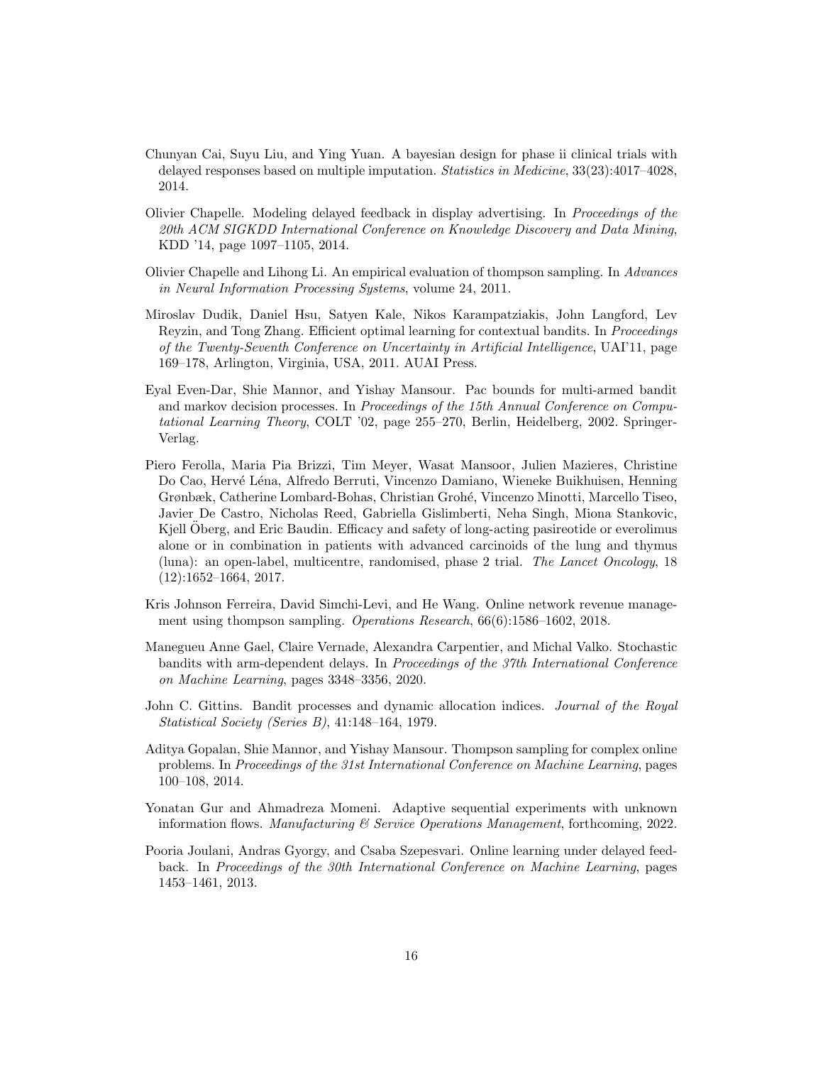Chunyan Cai, Suyu Liu, and Ying Yuan. A bayesian design for phase ii clinical trials with delayed responses based on multiple imputation. *Statistics in Medicine*, 33(23):4017–4028, 2014.

Olivier Chapelle. Modeling delayed feedback in display advertising. In *Proceedings of the 20th ACM SIGKDD International Conference on Knowledge Discovery and Data Mining*, KDD '14, page 1097–1105, 2014.

Olivier Chapelle and Lihong Li. An empirical evaluation of thompson sampling. In *Advances in Neural Information Processing Systems*, volume 24, 2011.

Miroslav Dudik, Daniel Hsu, Satyen Kale, Nikos Karampatziakis, John Langford, Lev Reyzin, and Tong Zhang. Efficient optimal learning for contextual bandits. In *Proceedings of the Twenty-Seventh Conference on Uncertainty in Artificial Intelligence*, UAI'11, page 169–178, Arlington, Virginia, USA, 2011. AUAI Press.

Eyal Even-Dar, Shie Mannor, and Yishay Mansour. Pac bounds for multi-armed bandit and markov decision processes. In *Proceedings of the 15th Annual Conference on Computational Learning Theory*, COLT '02, page 255–270, Berlin, Heidelberg, 2002. Springer-Verlag.

Piero Ferolla, Maria Pia Brizzi, Tim Meyer, Wasat Mansoor, Julien Mazieres, Christine Do Cao, Hervé Léna, Alfredo Berruti, Vincenzo Damiano, Wieneke Buikhuisen, Henning Grønbæk, Catherine Lombard-Bohas, Christian Grohé, Vincenzo Minotti, Marcello Tiseo, Javier De Castro, Nicholas Reed, Gabriella Gislimberti, Neha Singh, Miona Stankovic, Kjell Öberg, and Eric Baudin. Efficacy and safety of long-acting pasireotide or everolimus alone or in combination in patients with advanced carcinoids of the lung and thymus (luna): an open-label, multicentre, randomised, phase 2 trial. *The Lancet Oncology*, 18 (12):1652–1664, 2017.

Kris Johnson Ferreira, David Simchi-Levi, and He Wang. Online network revenue management using thompson sampling. *Operations Research*, 66(6):1586–1602, 2018.

Manegueu Anne Gael, Claire Vernade, Alexandra Carpentier, and Michal Valko. Stochastic bandits with arm-dependent delays. In *Proceedings of the 37th International Conference on Machine Learning*, pages 3348–3356, 2020.

John C. Gittins. Bandit processes and dynamic allocation indices. *Journal of the Royal Statistical Society (Series B)*, 41:148–164, 1979.

Aditya Gopalan, Shie Mannor, and Yishay Mansour. Thompson sampling for complex online problems. In *Proceedings of the 31st International Conference on Machine Learning*, pages 100–108, 2014.

Yonatan Gur and Ahmadreza Momeni. Adaptive sequential experiments with unknown information flows. *Manufacturing & Service Operations Management*, forthcoming, 2022.

Pooria Joulani, Andras Gyorgy, and Csaba Szepesvari. Online learning under delayed feedback. In *Proceedings of the 30th International Conference on Machine Learning*, pages 1453–1461, 2013.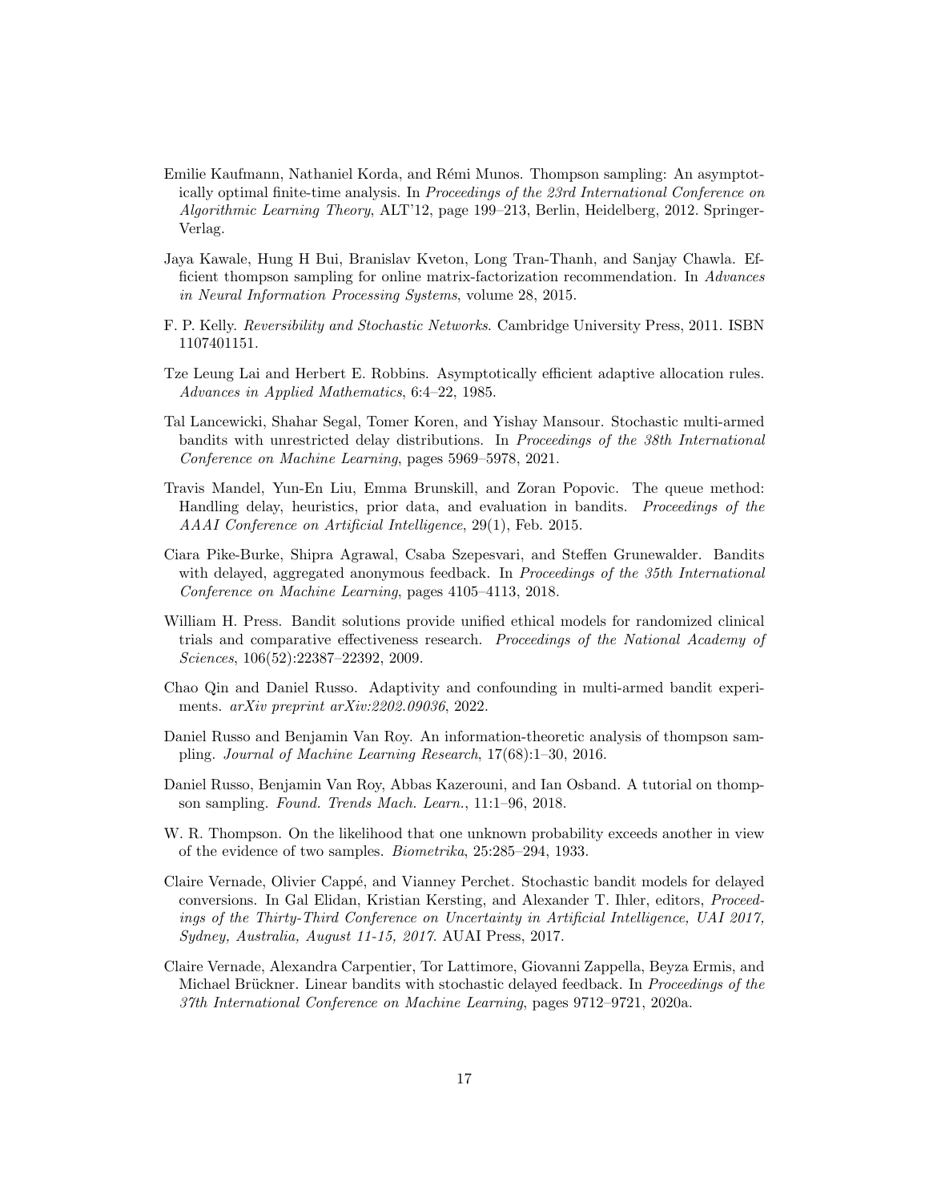Emilie Kaufmann, Nathaniel Korda, and Rémi Munos. Thompson sampling: An asymptotically optimal finite-time analysis. In *Proceedings of the 23rd International Conference on Algorithmic Learning Theory*, ALT'12, page 199–213, Berlin, Heidelberg, 2012. Springer-Verlag.

Jaya Kawale, Hung H Bui, Branislav Kveton, Long Tran-Thanh, and Sanjay Chawla. Efficient thompson sampling for online matrix-factorization recommendation. In *Advances in Neural Information Processing Systems*, volume 28, 2015.

F. P. Kelly. *Reversibility and Stochastic Networks*. Cambridge University Press, 2011. ISBN 1107401151.

Tze Leung Lai and Herbert E. Robbins. Asymptotically efficient adaptive allocation rules. *Advances in Applied Mathematics*, 6:4–22, 1985.

Tal Lancewicki, Shahar Segal, Tomer Koren, and Yishay Mansour. Stochastic multi-armed bandits with unrestricted delay distributions. In *Proceedings of the 38th International Conference on Machine Learning*, pages 5969–5978, 2021.

Travis Mandel, Yun-En Liu, Emma Brunskill, and Zoran Popovic. The queue method: Handling delay, heuristics, prior data, and evaluation in bandits. *Proceedings of the AAAI Conference on Artificial Intelligence*, 29(1), Feb. 2015.

Ciara Pike-Burke, Shipra Agrawal, Csaba Szepesvari, and Steffen Grunewalder. Bandits with delayed, aggregated anonymous feedback. In *Proceedings of the 35th International Conference on Machine Learning*, pages 4105–4113, 2018.

William H. Press. Bandit solutions provide unified ethical models for randomized clinical trials and comparative effectiveness research. *Proceedings of the National Academy of Sciences*, 106(52):22387–22392, 2009.

Chao Qin and Daniel Russo. Adaptivity and confounding in multi-armed bandit experiments. *arXiv preprint arXiv:2202.09036*, 2022.

Daniel Russo and Benjamin Van Roy. An information-theoretic analysis of thompson sampling. *Journal of Machine Learning Research*, 17(68):1–30, 2016.

Daniel Russo, Benjamin Van Roy, Abbas Kazerouni, and Ian Osband. A tutorial on thompson sampling. *Found. Trends Mach. Learn.*, 11:1–96, 2018.

W. R. Thompson. On the likelihood that one unknown probability exceeds another in view of the evidence of two samples. *Biometrika*, 25:285–294, 1933.

Claire Vernade, Olivier Cappé, and Vianney Perchet. Stochastic bandit models for delayed conversions. In Gal Elidan, Kristian Kersting, and Alexander T. Ihler, editors, *Proceedings of the Thirty-Third Conference on Uncertainty in Artificial Intelligence, UAI 2017, Sydney, Australia, August 11-15, 2017*. AUAI Press, 2017.

Claire Vernade, Alexandra Carpentier, Tor Lattimore, Giovanni Zappella, Beyza Ermis, and Michael Brückner. Linear bandits with stochastic delayed feedback. In *Proceedings of the 37th International Conference on Machine Learning*, pages 9712–9721, 2020a.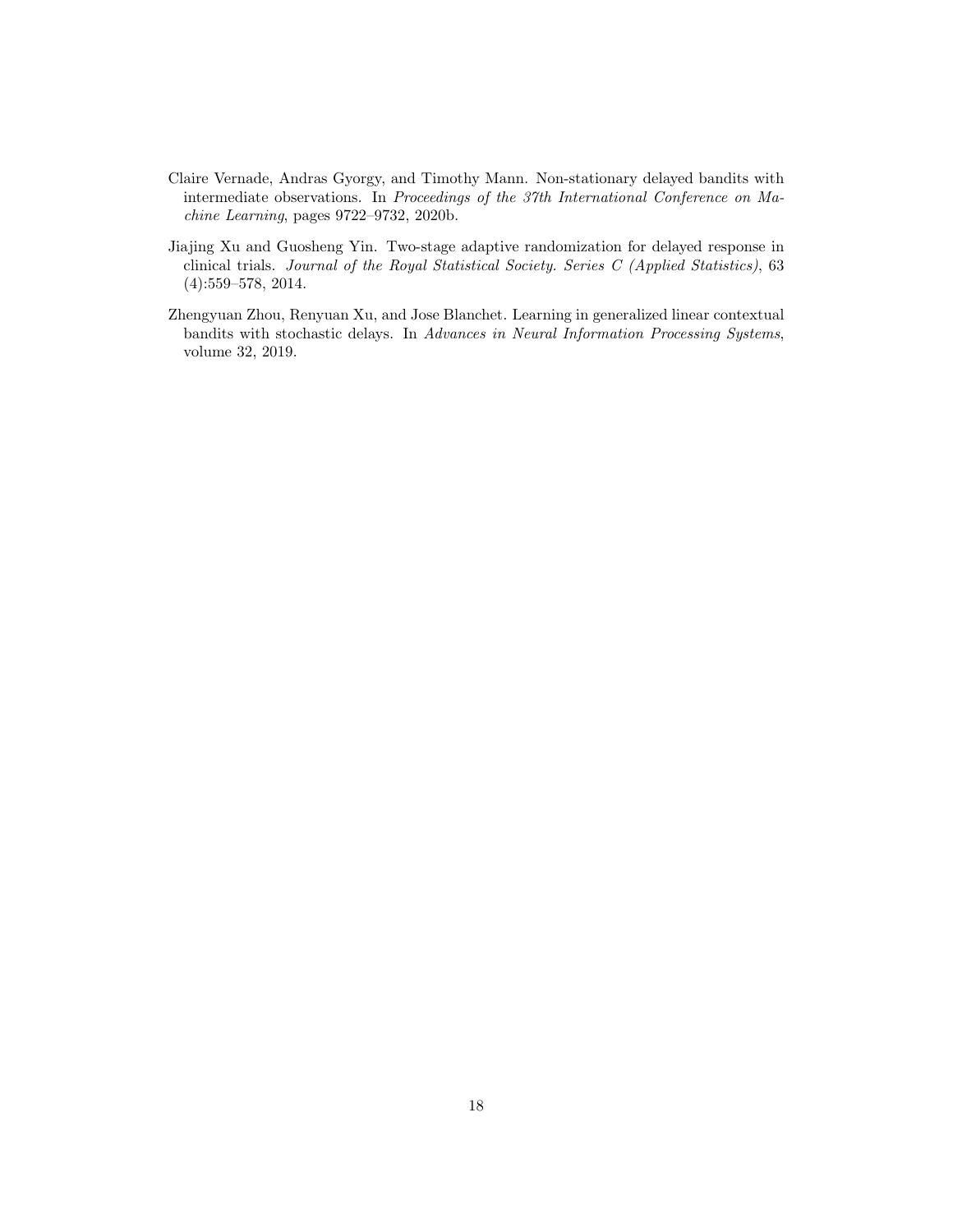Claire Vernade, Andras Gyorgy, and Timothy Mann. Non-stationary delayed bandits with intermediate observations. In *Proceedings of the 37th International Conference on Machine Learning*, pages 9722–9732, 2020b.

Jiajing Xu and Guosheng Yin. Two-stage adaptive randomization for delayed response in clinical trials. *Journal of the Royal Statistical Society. Series C (Applied Statistics)*, 63 (4):559–578, 2014.

Zhengyuan Zhou, Renyuan Xu, and Jose Blanchet. Learning in generalized linear contextual bandits with stochastic delays. In *Advances in Neural Information Processing Systems*, volume 32, 2019.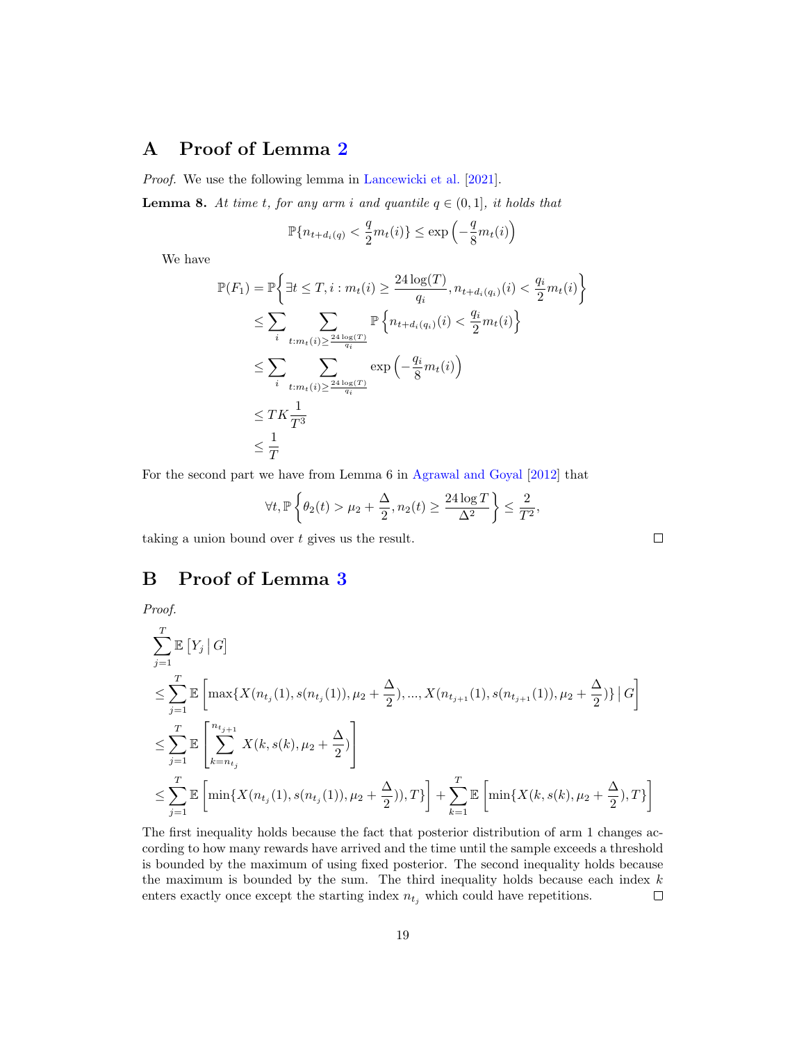## A Proof of Lemma 2

*Proof.* We use the following lemma in Lancewicki et al. [2021].

**Lemma 8.** *At time $t$, for any arm $i$ and quantile $q \in (0, 1]$, it holds that*

$$\mathbb{P}\{n_{t+d_i(q)} < \frac{q}{2} m_t(i)\} \leq \exp\left(-\frac{q}{8} m_t(i)\right)$$

We have

$$\begin{aligned}
\mathbb{P}(F_1) &= \mathbb{P}\left\{\exists t \leq T, i : m_t(i) \geq \frac{24 \log(T)}{q_i}, n_{t+d_i(q_i)}(i) < \frac{q_i}{2} m_t(i)\right\} \\
&\leq \sum_i \sum_{t : m_t(i) \geq \frac{24 \log(T)}{q_i}} \mathbb{P}\left\{n_{t+d_i(q_i)}(i) < \frac{q_i}{2} m_t(i)\right\} \\
&\leq \sum_i \sum_{t : m_t(i) \geq \frac{24 \log(T)}{q_i}} \exp\left(-\frac{q_i}{8} m_t(i)\right) \\
&\leq TK \frac{1}{T^3} \\
&\leq \frac{1}{T}
\end{aligned}$$

For the second part we have from Lemma 6 in Agrawal and Goyal [2012] that

$$\forall t, \mathbb{P}\left\{\theta_2(t) > \mu_2 + \frac{\Delta}{2}, n_2(t) \geq \frac{24 \log T}{\Delta^2}\right\} \leq \frac{2}{T^2},$$

taking a union bound over $t$ gives us the result. ◻

## B Proof of Lemma 3

*Proof.*

$$\begin{aligned}
&\sum_{j=1}^{T} \mathbb{E}\left[Y_j \,\middle|\, G\right] \\
&\leq \sum_{j=1}^{T} \mathbb{E}\left[\max\{X(n_{t_j}(1), s(n_{t_j}(1)), \mu_2 + \frac{\Delta}{2}), ..., X(n_{t_{j+1}}(1), s(n_{t_{j+1}}(1)), \mu_2 + \frac{\Delta}{2})\} \,\middle|\, G\right] \\
&\leq \sum_{j=1}^{T} \mathbb{E}\left[\sum_{k=n_{t_j}}^{n_{t_{j+1}}} X(k, s(k), \mu_2 + \frac{\Delta}{2})\right] \\
&\leq \sum_{j=1}^{T} \mathbb{E}\left[\min\{X(n_{t_j}(1), s(n_{t_j}(1)), \mu_2 + \frac{\Delta}{2})), T\}\right] + \sum_{k=1}^{T} \mathbb{E}\left[\min\{X(k, s(k), \mu_2 + \frac{\Delta}{2}), T\}\right]
\end{aligned}$$

The first inequality holds because the fact that posterior distribution of arm 1 changes according to how many rewards have arrived and the time until the sample exceeds a threshold is bounded by the maximum of using fixed posterior. The second inequality holds because the maximum is bounded by the sum. The third inequality holds because each index $k$ enters exactly once except the starting index $n_{t_j}$ which could have repetitions. ◻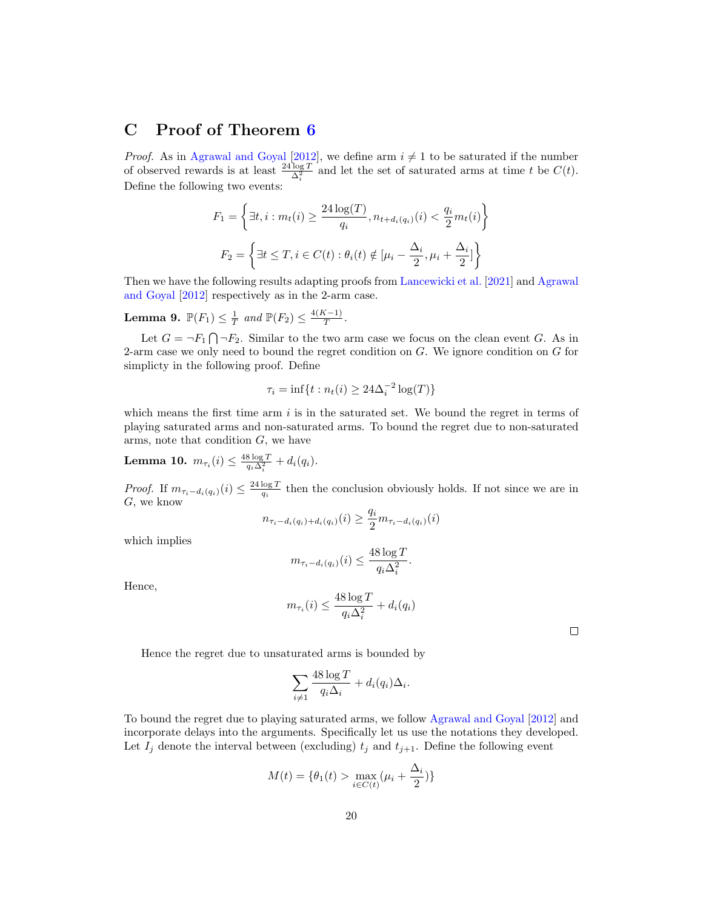# C Proof of Theorem 6

*Proof.* As in Agrawal and Goyal [2012], we define arm $i \neq 1$ to be saturated if the number of observed rewards is at least $\frac{24 \log T}{\Delta_i^2}$ and let the set of saturated arms at time $t$ be $C(t)$. Define the following two events:

$$F_1 = \left\{ \exists t, i : m_t(i) \geq \frac{24 \log(T)}{q_i}, n_{t+d_i(q_i)}(i) < \frac{q_i}{2} m_t(i) \right\}$$

$$F_2 = \left\{ \exists t \leq T, i \in C(t) : \theta_i(t) \notin [\mu_i - \frac{\Delta_i}{2}, \mu_i + \frac{\Delta_i}{2}] \right\}$$

Then we have the following results adapting proofs from Lancewicki et al. [2021] and Agrawal and Goyal [2012] respectively as in the 2-arm case.

**Lemma 9.** *$\mathbb{P}(F_1) \leq \frac{1}{T}$ and $\mathbb{P}(F_2) \leq \frac{4(K-1)}{T}$.*

Let $G = \neg F_1 \bigcap \neg F_2$. Similar to the two arm case we focus on the clean event $G$. As in 2-arm case we only need to bound the regret condition on $G$. We ignore condition on $G$ for simplicty in the following proof. Define

$$\tau_i = \inf\{t : n_t(i) \geq 24\Delta_i^{-2} \log(T)\}$$

which means the first time arm $i$ is in the saturated set. We bound the regret in terms of playing saturated arms and non-saturated arms. To bound the regret due to non-saturated arms, note that condition $G$, we have

**Lemma 10.** *$m_{\tau_i}(i) \leq \frac{48 \log T}{q_i \Delta_i^2} + d_i(q_i)$.*

*Proof.* If $m_{\tau_i - d_i(q_i)}(i) \leq \frac{24 \log T}{q_i}$ then the conclusion obviously holds. If not since we are in $G$, we know

$$n_{\tau_i - d_i(q_i) + d_i(q_i)}(i) \geq \frac{q_i}{2} m_{\tau_i - d_i(q_i)}(i)$$

which implies

$$m_{\tau_i - d_i(q_i)}(i) \leq \frac{48 \log T}{q_i \Delta_i^2}.$$

Hence,

$$m_{\tau_i}(i) \leq \frac{48 \log T}{q_i \Delta_i^2} + d_i(q_i)$$

□

Hence the regret due to unsaturated arms is bounded by

$$\sum_{i \neq 1} \frac{48 \log T}{q_i \Delta_i} + d_i(q_i)\Delta_i.$$

To bound the regret due to playing saturated arms, we follow Agrawal and Goyal [2012] and incorporate delays into the arguments. Specifically let us use the notations they developed. Let $I_j$ denote the interval between (excluding) $t_j$ and $t_{j+1}$. Define the following event

$$M(t) = \{\theta_1(t) > \max_{i \in C(t)} (\mu_i + \frac{\Delta_i}{2})\}$$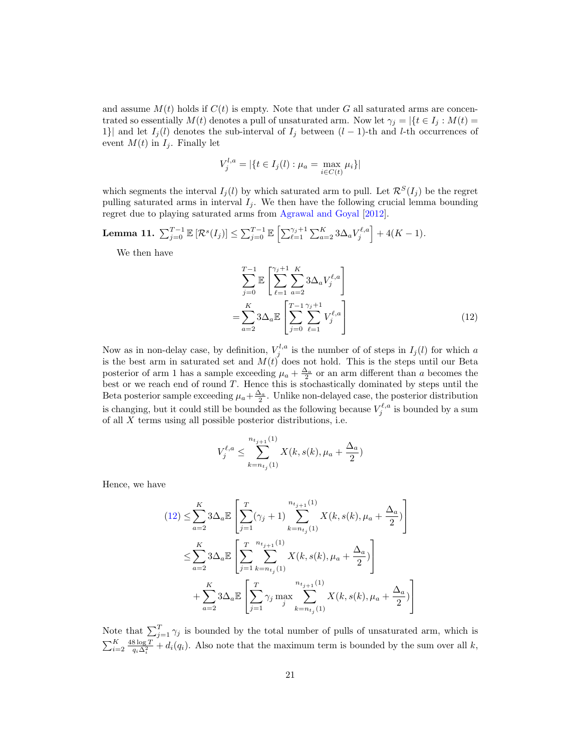and assume $M(t)$ holds if $C(t)$ is empty. Note that under $G$ all saturated arms are concentrated so essentially $M(t)$ denotes a pull of unsaturated arm. Now let $\gamma_j = |\{t \in I_j : M(t) = 1\}|$ and let $I_j(l)$ denotes the sub-interval of $I_j$ between $(l-1)$-th and $l$-th occurrences of event $M(t)$ in $I_j$. Finally let

$$V_j^{l,a} = |\{t \in I_j(l) : \mu_a = \max_{i \in C(t)} \mu_i\}|$$

which segments the interval $I_j(l)$ by which saturated arm to pull. Let $\mathcal{R}^S(I_j)$ be the regret pulling saturated arms in interval $I_j$. We then have the following crucial lemma bounding regret due to playing saturated arms from Agrawal and Goyal [2012].

**Lemma 11.** $\sum_{j=0}^{T-1} \mathbb{E}\left[\mathcal{R}^s(I_j)\right] \leq \sum_{j=0}^{T-1} \mathbb{E}\left[\sum_{\ell=1}^{\gamma_j+1} \sum_{a=2}^{K} 3\Delta_a V_j^{\ell,a}\right] + 4(K-1)$.

We then have

$$\sum_{j=0}^{T-1} \mathbb{E}\left[\sum_{\ell=1}^{\gamma_j+1} \sum_{a=2}^{K} 3\Delta_a V_j^{\ell,a}\right] = \sum_{a=2}^{K} 3\Delta_a \mathbb{E}\left[\sum_{j=0}^{T-1} \sum_{\ell=1}^{\gamma_j+1} V_j^{\ell,a}\right] \tag{12}$$

Now as in non-delay case, by definition, $V_j^{l,a}$ is the number of of steps in $I_j(l)$ for which $a$ is the best arm in saturated set and $M(t)$ does not hold. This is the steps until our Beta posterior of arm 1 has a sample exceeding $\mu_a + \frac{\Delta_a}{2}$ or an arm different than $a$ becomes the best or we reach end of round $T$. Hence this is stochastically dominated by steps until the Beta posterior sample exceeding $\mu_a + \frac{\Delta_a}{2}$. Unlike non-delayed case, the posterior distribution is changing, but it could still be bounded as the following because $V_j^{\ell,a}$ is bounded by a sum of all $X$ terms using all possible posterior distributions, i.e.

$$V_j^{\ell,a} \leq \sum_{k=n_{t_j}(1)}^{n_{t_{j+1}}(1)} X(k, s(k), \mu_a + \frac{\Delta_a}{2})$$

Hence, we have

$$\begin{aligned}
(12) \leq& \sum_{a=2}^{K} 3\Delta_a \mathbb{E}\left[\sum_{j=1}^{T} (\gamma_j + 1) \sum_{k=n_{t_j}(1)}^{n_{t_{j+1}}(1)} X(k, s(k), \mu_a + \frac{\Delta_a}{2})\right] \\
\leq& \sum_{a=2}^{K} 3\Delta_a \mathbb{E}\left[\sum_{j=1}^{T} \sum_{k=n_{t_j}(1)}^{n_{t_{j+1}}(1)} X(k, s(k), \mu_a + \frac{\Delta_a}{2})\right] \\
&+ \sum_{a=2}^{K} 3\Delta_a \mathbb{E}\left[\sum_{j=1}^{T} \gamma_j \max_j \sum_{k=n_{t_j}(1)}^{n_{t_{j+1}}(1)} X(k, s(k), \mu_a + \frac{\Delta_a}{2})\right]
\end{aligned}$$

Note that $\sum_{j=1}^{T} \gamma_j$ is bounded by the total number of pulls of unsaturated arm, which is $\sum_{i=2}^{K} \frac{48 \log T}{q_i \Delta_i^2} + d_i(q_i)$. Also note that the maximum term is bounded by the sum over all $k$,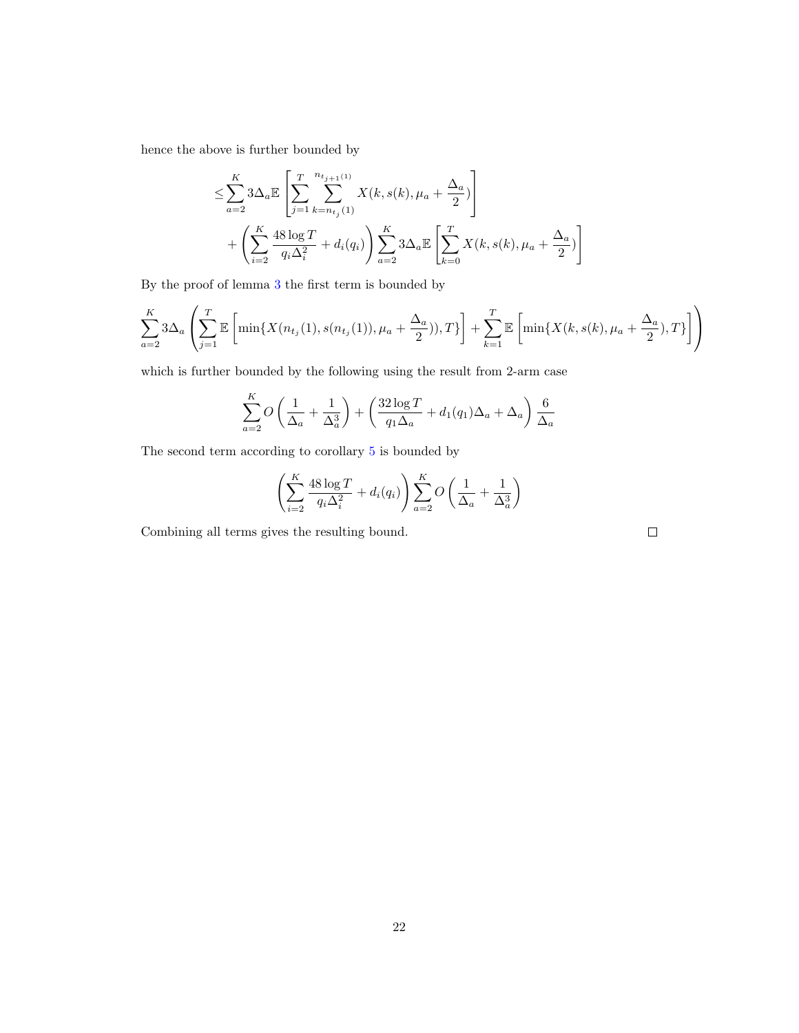hence the above is further bounded by

$$
\begin{aligned}
\leq & \sum_{a=2}^{K} 3\Delta_a \mathbb{E}\left[\sum_{j=1}^{T} \sum_{k=n_{t_j}(1)}^{n_{t_{j+1}(1)}} X(k, s(k), \mu_a + \frac{\Delta_a}{2})\right] \\
& + \left(\sum_{i=2}^{K} \frac{48 \log T}{q_i \Delta_i^2} + d_i(q_i)\right) \sum_{a=2}^{K} 3\Delta_a \mathbb{E}\left[\sum_{k=0}^{T} X(k, s(k), \mu_a + \frac{\Delta_a}{2})\right]
\end{aligned}
$$

By the proof of lemma 3 the first term is bounded by

$$
\sum_{a=2}^{K} 3\Delta_a \left(\sum_{j=1}^{T} \mathbb{E}\left[\min\{X(n_{t_j}(1), s(n_{t_j}(1)), \mu_a + \frac{\Delta_a}{2})), T\}\right] + \sum_{k=1}^{T} \mathbb{E}\left[\min\{X(k, s(k), \mu_a + \frac{\Delta_a}{2}), T\}\right]\right)
$$

which is further bounded by the following using the result from 2-arm case

$$
\sum_{a=2}^{K} O\left(\frac{1}{\Delta_a} + \frac{1}{\Delta_a^3}\right) + \left(\frac{32 \log T}{q_1 \Delta_a} + d_1(q_1)\Delta_a + \Delta_a\right) \frac{6}{\Delta_a}
$$

The second term according to corollary 5 is bounded by

$$
\left(\sum_{i=2}^{K} \frac{48 \log T}{q_i \Delta_i^2} + d_i(q_i)\right) \sum_{a=2}^{K} O\left(\frac{1}{\Delta_a} + \frac{1}{\Delta_a^3}\right)
$$

Combining all terms gives the resulting bound. □